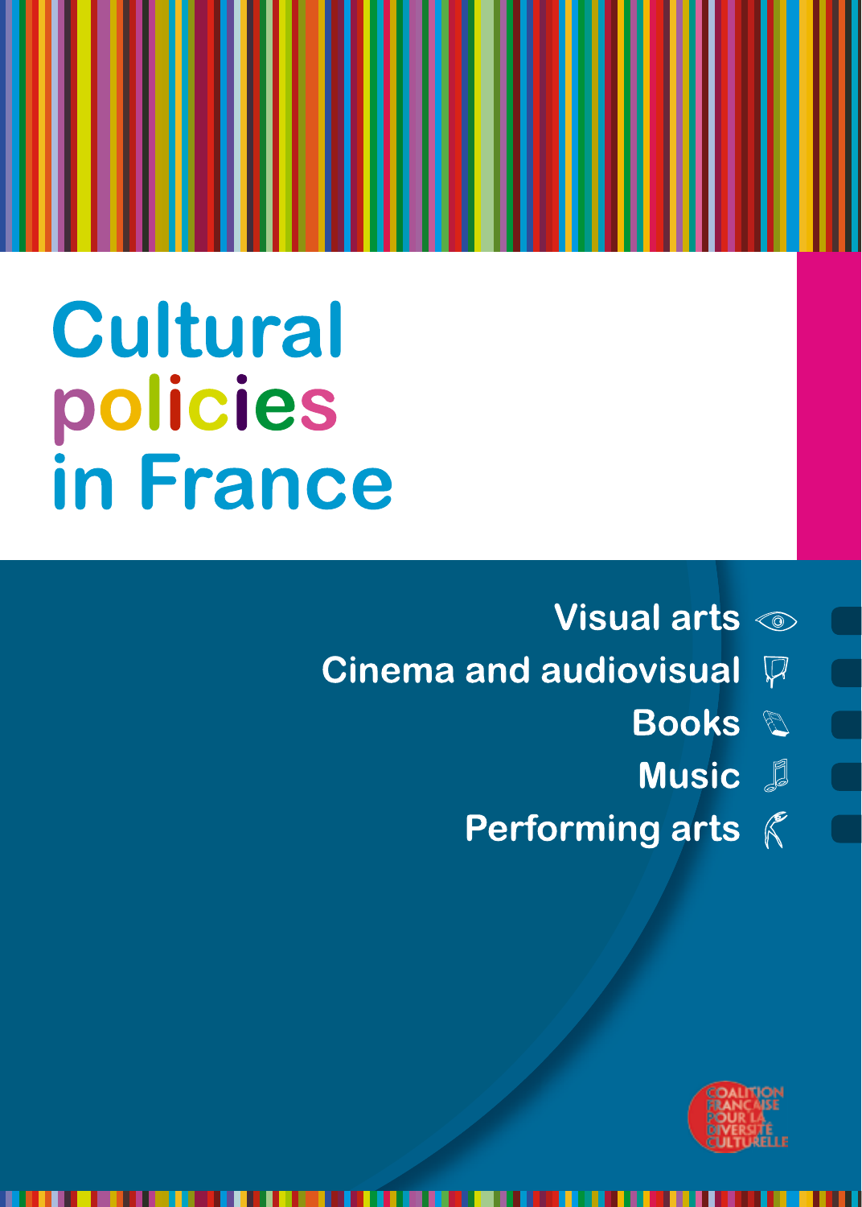# Cultural policies in France

- Visual arts
- Cinema and audiovisual
- Books
- Music
- Performing arts

COALITION FRANÇAISE POUR LA DIVERSITÉ CULTURELLE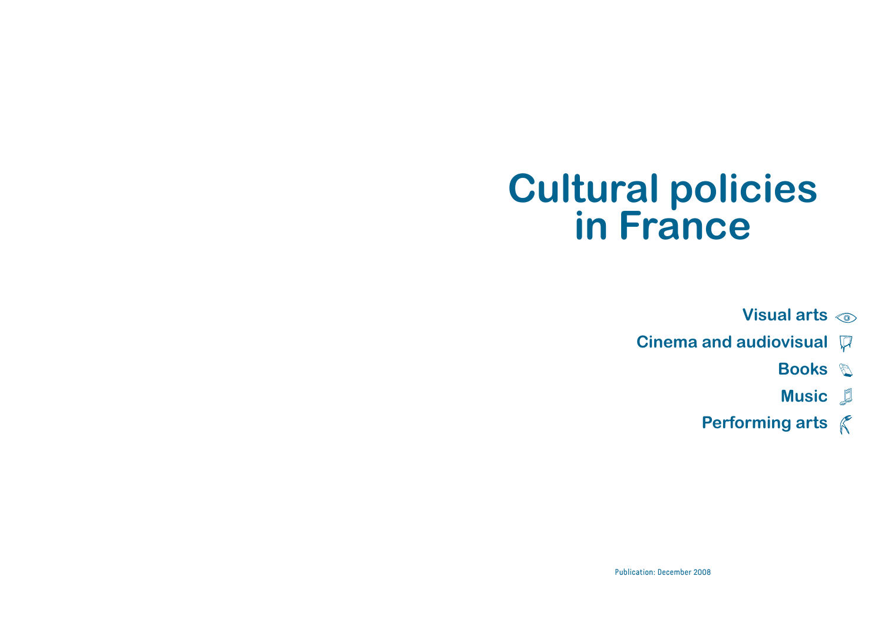# Cultural policies in France

**Visual arts**

**Cinema and audiovisual**

**Books**

**Music**

**Performing arts**

Publication: December 2008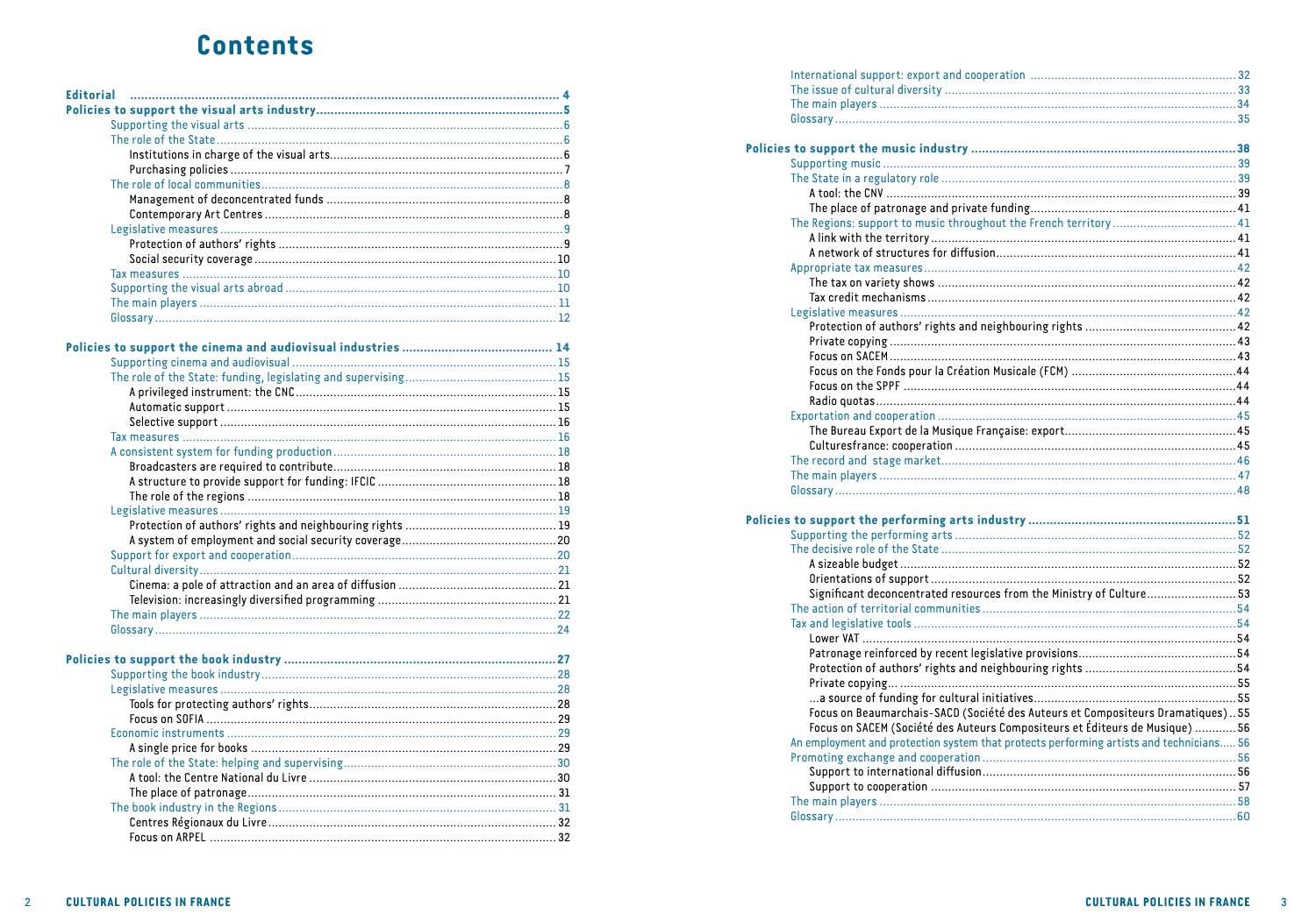# Contents

**Editorial** ........ 4

**Policies to support the visual arts industry** ........ 5

- Supporting the visual arts ........ 6
- The role of the State ........ 6
  - Institutions in charge of the visual arts ........ 6
  - Purchasing policies ........ 7
- The role of local communities ........ 8
  - Management of deconcentrated funds ........ 8
  - Contemporary Art Centres ........ 8
- Legislative measures ........ 9
  - Protection of authors' rights ........ 9
  - Social security coverage ........ 10
- Tax measures ........ 10
- Supporting the visual arts abroad ........ 10
- The main players ........ 11
- Glossary ........ 12

**Policies to support the cinema and audiovisual industries** ........ 14

- Supporting cinema and audiovisual ........ 15
- The role of the State: funding, legislating and supervising ........ 15
  - A privileged instrument: the CNC ........ 15
  - Automatic support ........ 15
  - Selective support ........ 16
- Tax measures ........ 16
- A consistent system for funding production ........ 18
  - Broadcasters are required to contribute ........ 18
  - A structure to provide support for funding: IFCIC ........ 18
  - The role of the regions ........ 18
- Legislative measures ........ 19
  - Protection of authors' rights and neighbouring rights ........ 19
  - A system of employment and social security coverage ........ 20
- Support for export and cooperation ........ 20
- Cultural diversity ........ 21
  - Cinema: a pole of attraction and an area of diffusion ........ 21
  - Television: increasingly diversified programming ........ 21
- The main players ........ 22
- Glossary ........ 24

**Policies to support the book industry** ........ 27

- Supporting the book industry ........ 28
- Legislative measures ........ 28
  - Tools for protecting authors' rights ........ 28
  - Focus on SOFIA ........ 29
- Economic instruments ........ 29
  - A single price for books ........ 29
- The role of the State: helping and supervising ........ 30
  - A tool: the Centre National du Livre ........ 30
  - The place of patronage ........ 31
- The book industry in the Regions ........ 31
  - Centres Régionaux du Livre ........ 32
  - Focus on ARPEL ........ 32
- International support: export and cooperation ........ 32
- The issue of cultural diversity ........ 33
- The main players ........ 34
- Glossary ........ 35

**Policies to support the music industry** ........ 38

- Supporting music ........ 39
- The State in a regulatory role ........ 39
  - A tool: the CNV ........ 39
  - The place of patronage and private funding ........ 41
- The Regions: support to music throughout the French territory ........ 41
  - A link with the territory ........ 41
  - A network of structures for diffusion ........ 41
- Appropriate tax measures ........ 42
  - The tax on variety shows ........ 42
  - Tax credit mechanisms ........ 42
- Legislative measures ........ 42
  - Protection of authors' rights and neighbouring rights ........ 42
  - Private copying ........ 43
  - Focus on SACEM ........ 43
  - Focus on the Fonds pour la Création Musicale (FCM) ........ 44
  - Focus on the SPPF ........ 44
  - Radio quotas ........ 44
- Exportation and cooperation ........ 45
  - The Bureau Export de la Musique Française: export ........ 45
  - Culturesfrance: cooperation ........ 45
- The record and stage market ........ 46
- The main players ........ 47
- Glossary ........ 48

**Policies to support the performing arts industry** ........ 51

- Supporting the performing arts ........ 52
- The decisive role of the State ........ 52
  - A sizeable budget ........ 52
  - Orientations of support ........ 52
  - Significant deconcentrated resources from the Ministry of Culture ........ 53
- The action of territorial communities ........ 54
- Tax and legislative tools ........ 54
  - Lower VAT ........ 54
  - Patronage reinforced by recent legislative provisions ........ 54
  - Protection of authors' rights and neighbouring rights ........ 54
  - Private copying... ........ 55
  - ...a source of funding for cultural initiatives ........ 55
  - Focus on Beaumarchais-SACD (Société des Auteurs et Compositeurs Dramatiques) ........ 55
  - Focus on SACEM (Société des Auteurs Compositeurs et Éditeurs de Musique) ........ 56
- An employment and protection system that protects performing artists and technicians ........ 56
- Promoting exchange and cooperation ........ 56
  - Support to international diffusion ........ 56
  - Support to cooperation ........ 57
- The main players ........ 58
- Glossary ........ 60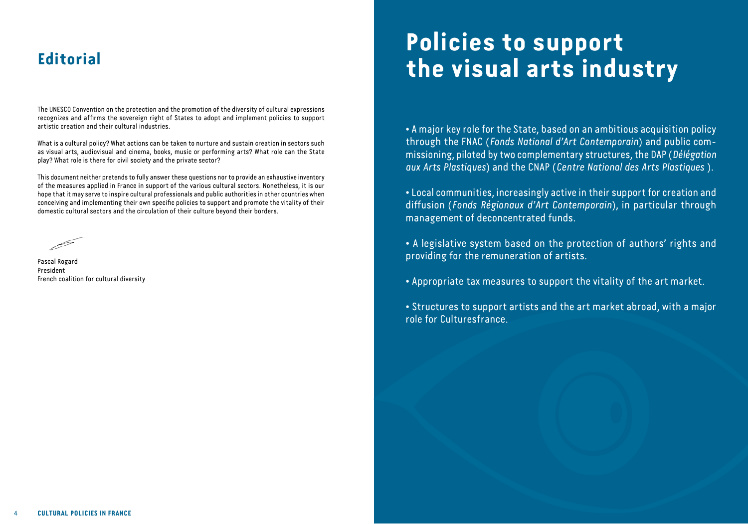## Editorial

The UNESCO Convention on the protection and the promotion of the diversity of cultural expressions recognizes and affirms the sovereign right of States to adopt and implement policies to support artistic creation and their cultural industries.

What is a cultural policy? What actions can be taken to nurture and sustain creation in sectors such as visual arts, audiovisual and cinema, books, music or performing arts? What role can the State play? What role is there for civil society and the private sector?

This document neither pretends to fully answer these questions nor to provide an exhaustive inventory of the measures applied in France in support of the various cultural sectors. Nonetheless, it is our hope that it may serve to inspire cultural professionals and public authorities in other countries when conceiving and implementing their own specific policies to support and promote the vitality of their domestic cultural sectors and the circulation of their culture beyond their borders.

Pascal Rogard
President
French coalition for cultural diversity

# Policies to support the visual arts industry

- A major key role for the State, based on an ambitious acquisition policy through the FNAC (*Fonds National d'Art Contemporain*) and public commissioning, piloted by two complementary structures, the DAP (*Délégation aux Arts Plastiques*) and the CNAP (*Centre National des Arts Plastiques* ).

- Local communities, increasingly active in their support for creation and diffusion (*Fonds Régionaux d'Art Contemporain*), in particular through management of deconcentrated funds.

- A legislative system based on the protection of authors' rights and providing for the remuneration of artists.

- Appropriate tax measures to support the vitality of the art market.

- Structures to support artists and the art market abroad, with a major role for Culturesfrance.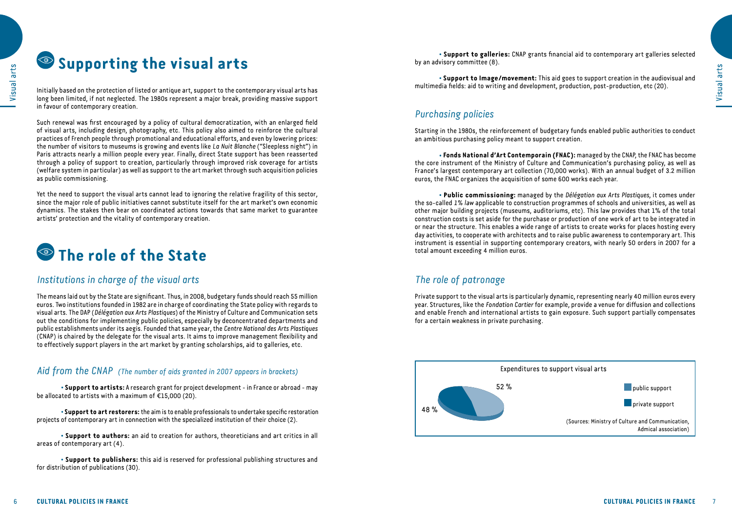# Supporting the visual arts

Initially based on the protection of listed or antique art, support to the contemporary visual arts has long been limited, if not neglected. The 1980s represent a major break, providing massive support in favour of contemporary creation.

Such renewal was first encouraged by a policy of cultural democratization, with an enlarged field of visual arts, including design, photography, etc. This policy also aimed to reinforce the cultural practices of French people through promotional and educational efforts, and even by lowering prices: the number of visitors to museums is growing and events like *La Nuit Blanche* ("Sleepless night") in Paris attracts nearly a million people every year. Finally, direct State support has been reasserted through a policy of support to creation, particularly through improved risk coverage for artists (welfare system in particular) as well as support to the art market through such acquisition policies as public commissioning.

Yet the need to support the visual arts cannot lead to ignoring the relative fragility of this sector, since the major role of public initiatives cannot substitute itself for the art market's own economic dynamics. The stakes then bear on coordinated actions towards that same market to guarantee artists' protection and the vitality of contemporary creation.

# The role of the State

## *Institutions in charge of the visual arts*

The means laid out by the State are significant. Thus, in 2008, budgetary funds should reach 55 million euros. Two institutions founded in 1982 are in charge of coordinating the State policy with regards to visual arts. The DAP (*Délégation aux Arts Plastiques*) of the Ministry of Culture and Communication sets out the conditions for implementing public policies, especially by deconcentrated departments and public establishments under its aegis. Founded that same year, the *Centre National des Arts Plastiques* (CNAP) is chaired by the delegate for the visual arts. It aims to improve management flexibility and to effectively support players in the art market by granting scholarships, aid to galleries, etc.

## *Aid from the CNAP* *(The number of aids granted in 2007 appears in brackets)*

• **Support to artists:** A research grant for project development - in France or abroad - may be allocated to artists with a maximum of €15,000 (20).

• **Support to art restorers:** the aim is to enable professionals to undertake specific restoration projects of contemporary art in connection with the specialized institution of their choice (2).

• **Support to authors:** an aid to creation for authors, theoreticians and art critics in all areas of contemporary art (4).

• **Support to publishers:** this aid is reserved for professional publishing structures and for distribution of publications (30).

• **Support to galleries:** CNAP grants financial aid to contemporary art galleries selected by an advisory committee (8).

• **Support to Image/movement:** This aid goes to support creation in the audiovisual and multimedia fields: aid to writing and development, production, post-production, etc (20).

## *Purchasing policies*

Starting in the 1980s, the reinforcement of budgetary funds enabled public authorities to conduct an ambitious purchasing policy meant to support creation.

• **Fonds National d'Art Contemporain (FNAC):** managed by the CNAP, the FNAC has become the core instrument of the Ministry of Culture and Communication's purchasing policy, as well as France's largest contemporary art collection (70,000 works). With an annual budget of 3.2 million euros, the FNAC organizes the acquisition of some 600 works each year.

• **Public commissioning:** managed by the *Délégation aux Arts Plastiques*, it comes under the so-called *1% law* applicable to construction programmes of schools and universities, as well as other major building projects (museums, auditoriums, etc). This law provides that 1% of the total construction costs is set aside for the purchase or production of one work of art to be integrated in or near the structure. This enables a wide range of artists to create works for places hosting every day activities, to cooperate with architects and to raise public awareness to contemporary art. This instrument is essential in supporting contemporary creators, with nearly 50 orders in 2007 for a total amount exceeding 4 million euros.

## *The role of patronage*

Private support to the visual arts is particularly dynamic, representing nearly 40 million euros every year. Structures, like the *Fondation Cartier* for example, provide a venue for diffusion and collections and enable French and international artists to gain exposure. Such support partially compensates for a certain weakness in private purchasing.

Expenditures to support visual arts

| | |
|---|---|
| public support | 52 % |
| private support | 48 % |

(Sources: Ministry of Culture and Communication, Admical association)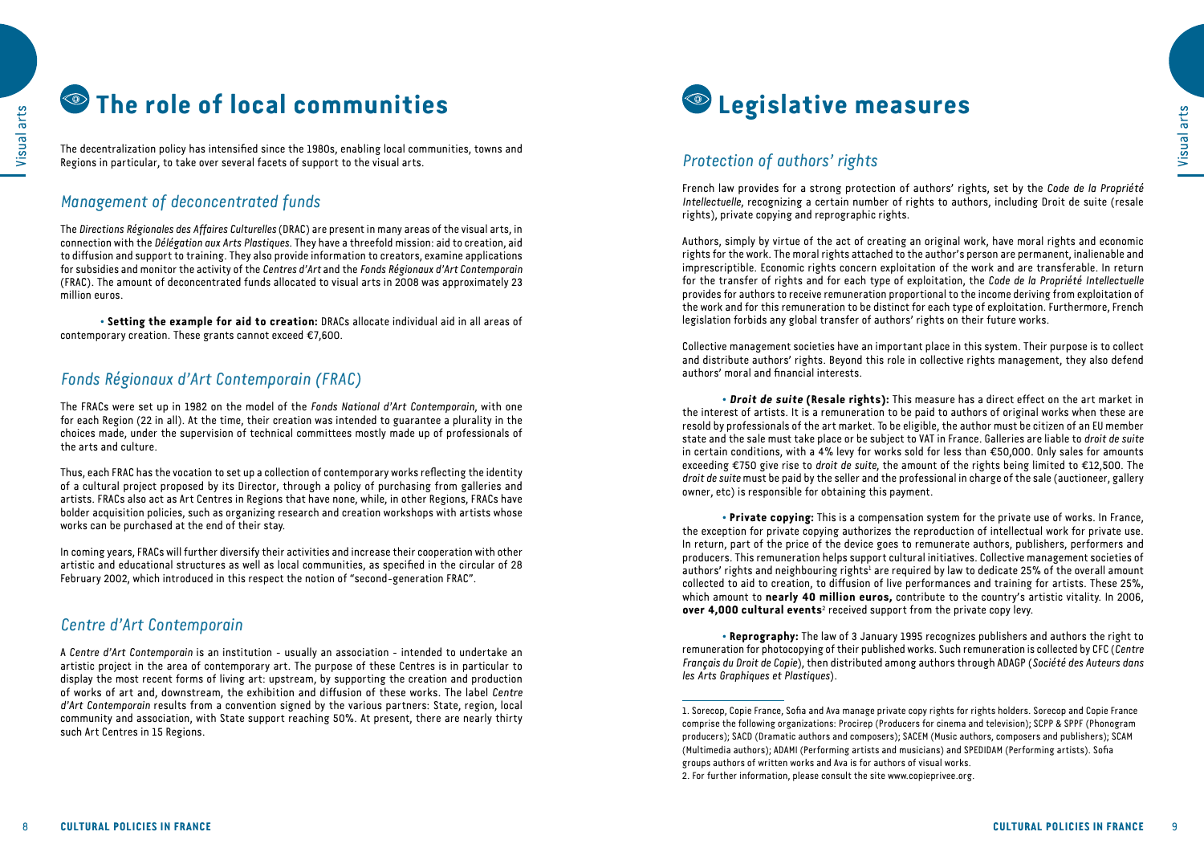# The role of local communities

The decentralization policy has intensified since the 1980s, enabling local communities, towns and Regions in particular, to take over several facets of support to the visual arts.

## *Management of deconcentrated funds*

The *Directions Régionales des Affaires Culturelles* (DRAC) are present in many areas of the visual arts, in connection with the *Délégation aux Arts Plastiques*. They have a threefold mission: aid to creation, aid to diffusion and support to training. They also provide information to creators, examine applications for subsidies and monitor the activity of the *Centres d'Art* and the *Fonds Régionaux d'Art Contemporain* (FRAC). The amount of deconcentrated funds allocated to visual arts in 2008 was approximately 23 million euros.

• **Setting the example for aid to creation:** DRACs allocate individual aid in all areas of contemporary creation. These grants cannot exceed €7,600.

## *Fonds Régionaux d'Art Contemporain (FRAC)*

The FRACs were set up in 1982 on the model of the *Fonds National d'Art Contemporain*, with one for each Region (22 in all). At the time, their creation was intended to guarantee a plurality in the choices made, under the supervision of technical committees mostly made up of professionals of the arts and culture.

Thus, each FRAC has the vocation to set up a collection of contemporary works reflecting the identity of a cultural project proposed by its Director, through a policy of purchasing from galleries and artists. FRACs also act as Art Centres in Regions that have none, while, in other Regions, FRACs have bolder acquisition policies, such as organizing research and creation workshops with artists whose works can be purchased at the end of their stay.

In coming years, FRACs will further diversify their activities and increase their cooperation with other artistic and educational structures as well as local communities, as specified in the circular of 28 February 2002, which introduced in this respect the notion of "second-generation FRAC".

## *Centre d'Art Contemporain*

A *Centre d'Art Contemporain* is an institution - usually an association - intended to undertake an artistic project in the area of contemporary art. The purpose of these Centres is in particular to display the most recent forms of living art: upstream, by supporting the creation and production of works of art and, downstream, the exhibition and diffusion of these works. The label *Centre d'Art Contemporain* results from a convention signed by the various partners: State, region, local community and association, with State support reaching 50%. At present, there are nearly thirty such Art Centres in 15 Regions.

# Legislative measures

## *Protection of authors' rights*

French law provides for a strong protection of authors' rights, set by the *Code de la Propriété Intellectuelle*, recognizing a certain number of rights to authors, including Droit de suite (resale rights), private copying and reprographic rights.

Authors, simply by virtue of the act of creating an original work, have moral rights and economic rights for the work. The moral rights attached to the author's person are permanent, inalienable and imprescriptible. Economic rights concern exploitation of the work and are transferable. In return for the transfer of rights and for each type of exploitation, the *Code de la Propriété Intellectuelle* provides for authors to receive remuneration proportional to the income deriving from exploitation of the work and for this remuneration to be distinct for each type of exploitation. Furthermore, French legislation forbids any global transfer of authors' rights on their future works.

Collective management societies have an important place in this system. Their purpose is to collect and distribute authors' rights. Beyond this role in collective rights management, they also defend authors' moral and financial interests.

• ***Droit de suite* (Resale rights):** This measure has a direct effect on the art market in the interest of artists. It is a remuneration to be paid to authors of original works when these are resold by professionals of the art market. To be eligible, the author must be citizen of an EU member state and the sale must take place or be subject to VAT in France. Galleries are liable to *droit de suite* in certain conditions, with a 4% levy for works sold for less than €50,000. Only sales for amounts exceeding €750 give rise to *droit de suite*, the amount of the rights being limited to €12,500. The *droit de suite* must be paid by the seller and the professional in charge of the sale (auctioneer, gallery owner, etc) is responsible for obtaining this payment.

• **Private copying:** This is a compensation system for the private use of works. In France, the exception for private copying authorizes the reproduction of intellectual work for private use. In return, part of the price of the device goes to remunerate authors, publishers, performers and producers. This remuneration helps support cultural initiatives. Collective management societies of authors' rights and neighbouring rights[1] are required by law to dedicate 25% of the overall amount collected to aid to creation, to diffusion of live performances and training for artists. These 25%, which amount to **nearly 40 million euros,** contribute to the country's artistic vitality. In 2006, **over 4,000 cultural events**[2] received support from the private copy levy.

• **Reprography:** The law of 3 January 1995 recognizes publishers and authors the right to remuneration for photocopying of their published works. Such remuneration is collected by CFC (*Centre Français du Droit de Copie*), then distributed among authors through ADAGP (*Société des Auteurs dans les Arts Graphiques et Plastiques*).

---

1. Sorecop, Copie France, Sofia and Ava manage private copy rights for rights holders. Sorecop and Copie France comprise the following organizations: Procirep (Producers for cinema and television); SCPP & SPPF (Phonogram producers); SACD (Dramatic authors and composers); SACEM (Music authors, composers and publishers); SCAM (Multimedia authors); ADAMI (Performing artists and musicians) and SPEDIDAM (Performing artists). Sofia groups authors of written works and Ava is for authors of visual works.
2. For further information, please consult the site www.copieprivee.org.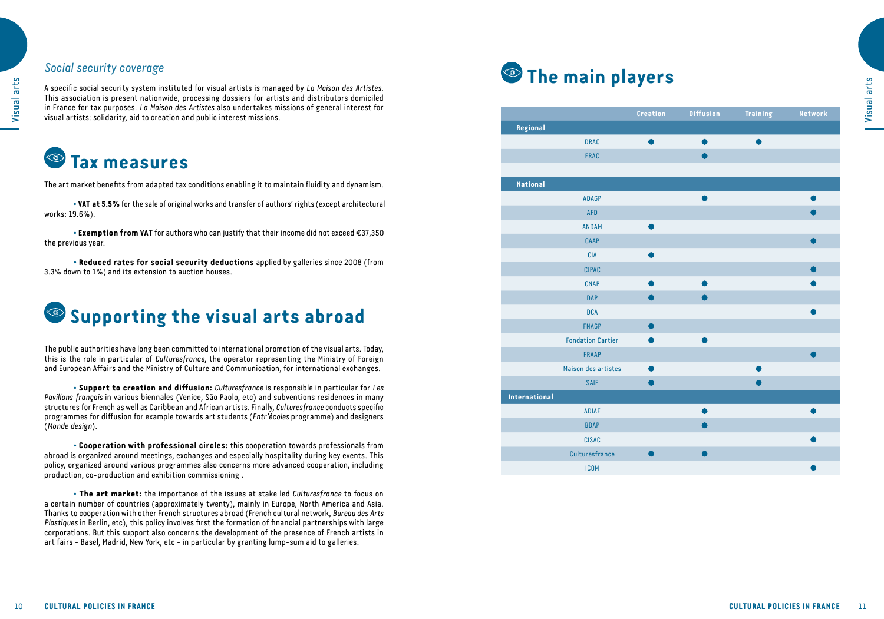### *Social security coverage*

A specific social security system instituted for visual artists is managed by *La Maison des Artistes*. This association is present nationwide, processing dossiers for artists and distributors domiciled in France for tax purposes. *La Maison des Artistes* also undertakes missions of general interest for visual artists: solidarity, aid to creation and public interest missions.

## Tax measures

The art market benefits from adapted tax conditions enabling it to maintain fluidity and dynamism.

• **VAT at 5.5%** for the sale of original works and transfer of authors' rights (except architectural works: 19.6%).

• **Exemption from VAT** for authors who can justify that their income did not exceed €37,350 the previous year.

• **Reduced rates for social security deductions** applied by galleries since 2008 (from 3.3% down to 1%) and its extension to auction houses.

## Supporting the visual arts abroad

The public authorities have long been committed to international promotion of the visual arts. Today, this is the role in particular of *Culturesfrance*, the operator representing the Ministry of Foreign and European Affairs and the Ministry of Culture and Communication, for international exchanges.

• **Support to creation and diffusion:** *Culturesfrance* is responsible in particular for *Les Pavillons français* in various biennales (Venice, São Paolo, etc) and subventions residences in many structures for French as well as Caribbean and African artists. Finally, *Culturesfrance* conducts specific programmes for diffusion for example towards art students (*Entr'écoles* programme) and designers (*Monde design*).

• **Cooperation with professional circles:** this cooperation towards professionals from abroad is organized around meetings, exchanges and especially hospitality during key events. This policy, organized around various programmes also concerns more advanced cooperation, including production, co-production and exhibition commissioning .

• **The art market:** the importance of the issues at stake led *Culturesfrance* to focus on a certain number of countries (approximately twenty), mainly in Europe, North America and Asia. Thanks to cooperation with other French structures abroad (French cultural network, *Bureau des Arts Plastiques* in Berlin, etc), this policy involves first the formation of financial partnerships with large corporations. But this support also concerns the development of the presence of French artists in art fairs - Basel, Madrid, New York, etc - in particular by granting lump-sum aid to galleries.

## The main players

| | Creation | Diffusion | Training | Network |
|---|---|---|---|---|
| **Regional** | | | | |
| DRAC | ● | ● | ● | |
| FRAC | | ● | | |
| **National** | | | | |
| ADAGP | | ● | | ● |
| AFD | | | | ● |
| ANDAM | ● | | | |
| CAAP | | | | ● |
| CIA | ● | | | |
| CIPAC | | | | ● |
| CNAP | ● | ● | | ● |
| DAP | ● | ● | | |
| DCA | | | | ● |
| FNAGP | ● | | | |
| Fondation Cartier | ● | ● | | |
| FRAAP | | | | ● |
| Maison des artistes | ● | | ● | |
| SAIF | ● | | ● | |
| **International** | | | | |
| ADIAF | | ● | | ● |
| BDAP | | ● | | |
| CISAC | | | | ● |
| Culturesfrance | ● | ● | | |
| ICOM | | | | ● |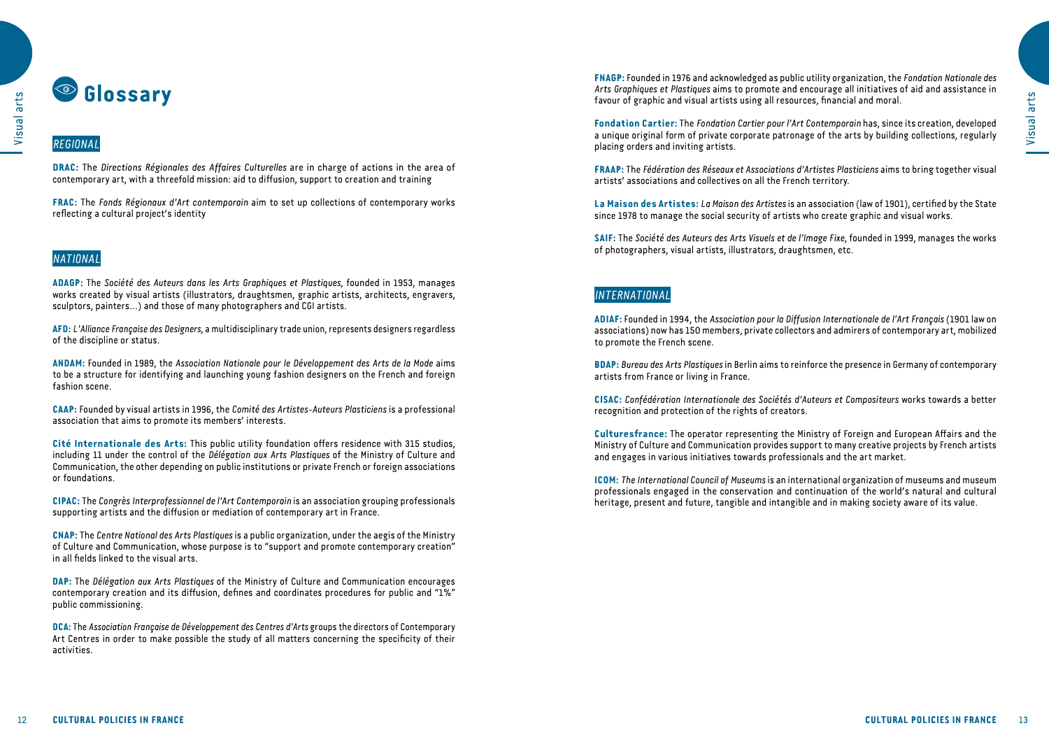# Glossary

## REGIONAL

**DRAC:** The *Directions Régionales des Affaires Culturelles* are in charge of actions in the area of contemporary art, with a threefold mission: aid to diffusion, support to creation and training

**FRAC:** The *Fonds Régionaux d'Art contemporain* aim to set up collections of contemporary works reflecting a cultural project's identity

## NATIONAL

**ADAGP:** The *Société des Auteurs dans les Arts Graphiques et Plastiques*, founded in 1953, manages works created by visual artists (illustrators, draughtsmen, graphic artists, architects, engravers, sculptors, painters…) and those of many photographers and CGI artists.

**AFD:** *L'Alliance Française des Designers*, a multidisciplinary trade union, represents designers regardless of the discipline or status.

**ANDAM:** Founded in 1989, the *Association Nationale pour le Développement des Arts de la Mode* aims to be a structure for identifying and launching young fashion designers on the French and foreign fashion scene.

**CAAP:** Founded by visual artists in 1996, the *Comité des Artistes-Auteurs Plasticiens* is a professional association that aims to promote its members' interests.

**Cité Internationale des Arts:** This public utility foundation offers residence with 315 studios, including 11 under the control of the *Délégation aux Arts Plastiques* of the Ministry of Culture and Communication, the other depending on public institutions or private French or foreign associations or foundations.

**CIPAC:** The *Congrès Interprofessionnel de l'Art Contemporain* is an association grouping professionals supporting artists and the diffusion or mediation of contemporary art in France.

**CNAP:** The *Centre National des Arts Plastiques* is a public organization, under the aegis of the Ministry of Culture and Communication, whose purpose is to "support and promote contemporary creation" in all fields linked to the visual arts.

**DAP:** The *Délégation aux Arts Plastiques* of the Ministry of Culture and Communication encourages contemporary creation and its diffusion, defines and coordinates procedures for public and "1%" public commissioning.

**DCA:** The *Association Française de Développement des Centres d'Arts* groups the directors of Contemporary Art Centres in order to make possible the study of all matters concerning the specificity of their activities.

**FNAGP:** Founded in 1976 and acknowledged as public utility organization, the *Fondation Nationale des Arts Graphiques et Plastiques* aims to promote and encourage all initiatives of aid and assistance in favour of graphic and visual artists using all resources, financial and moral.

**Fondation Cartier:** The *Fondation Cartier pour l'Art Contemporain* has, since its creation, developed a unique original form of private corporate patronage of the arts by building collections, regularly placing orders and inviting artists.

**FRAAP:** The *Fédération des Réseaux et Associations d'Artistes Plasticiens* aims to bring together visual artists' associations and collectives on all the French territory.

**La Maison des Artistes:** *La Maison des Artistes* is an association (law of 1901), certified by the State since 1978 to manage the social security of artists who create graphic and visual works.

**SAIF:** The *Société des Auteurs des Arts Visuels et de l'Image Fixe*, founded in 1999, manages the works of photographers, visual artists, illustrators, draughtsmen, etc.

## INTERNATIONAL

**ADIAF:** Founded in 1994, the *Association pour la Diffusion Internationale de l'Art Français* (1901 law on associations) now has 150 members, private collectors and admirers of contemporary art, mobilized to promote the French scene.

**BDAP:** *Bureau des Arts Plastiques* in Berlin aims to reinforce the presence in Germany of contemporary artists from France or living in France.

**CISAC:** *Confédération Internationale des Sociétés d'Auteurs et Compositeurs* works towards a better recognition and protection of the rights of creators.

**Culturesfrance:** The operator representing the Ministry of Foreign and European Affairs and the Ministry of Culture and Communication provides support to many creative projects by French artists and engages in various initiatives towards professionals and the art market.

**ICOM:** *The International Council of Museums* is an international organization of museums and museum professionals engaged in the conservation and continuation of the world's natural and cultural heritage, present and future, tangible and intangible and in making society aware of its value.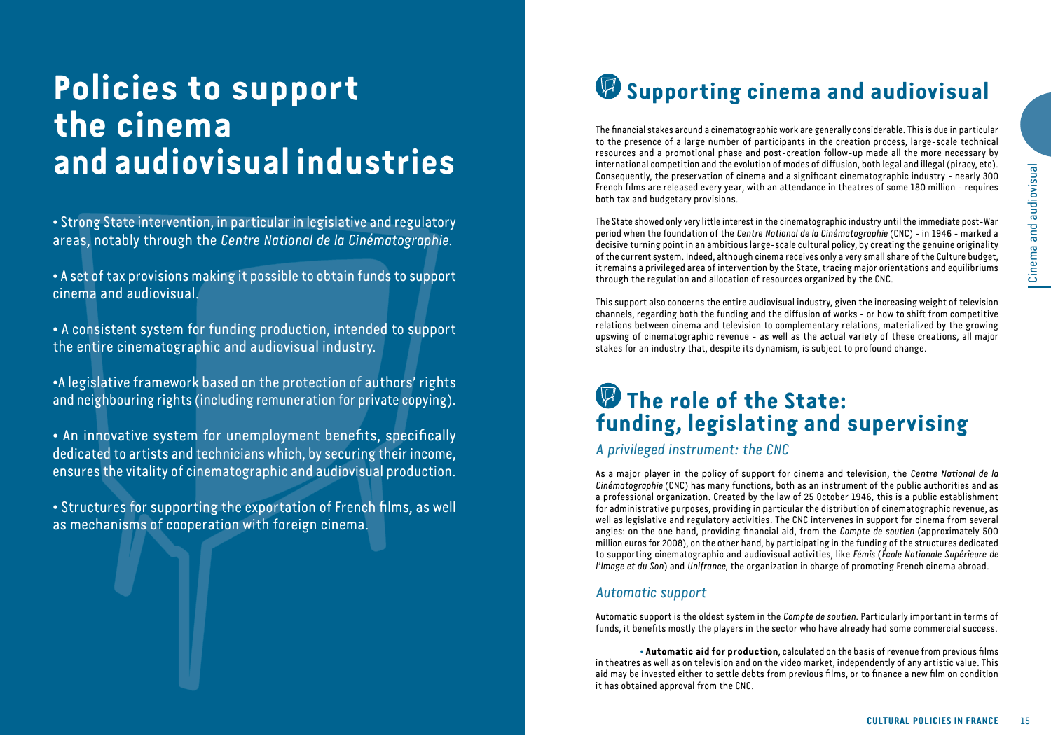# Policies to support the cinema and audiovisual industries

- Strong State intervention, in particular in legislative and regulatory areas, notably through the *Centre National de la Cinématographie*.

- A set of tax provisions making it possible to obtain funds to support cinema and audiovisual.

- A consistent system for funding production, intended to support the entire cinematographic and audiovisual industry.

- A legislative framework based on the protection of authors' rights and neighbouring rights (including remuneration for private copying).

- An innovative system for unemployment benefits, specifically dedicated to artists and technicians which, by securing their income, ensures the vitality of cinematographic and audiovisual production.

- Structures for supporting the exportation of French films, as well as mechanisms of cooperation with foreign cinema.

## Supporting cinema and audiovisual

The financial stakes around a cinematographic work are generally considerable. This is due in particular to the presence of a large number of participants in the creation process, large-scale technical resources and a promotional phase and post-creation follow-up made all the more necessary by international competition and the evolution of modes of diffusion, both legal and illegal (piracy, etc). Consequently, the preservation of cinema and a significant cinematographic industry - nearly 300 French films are released every year, with an attendance in theatres of some 180 million - requires both tax and budgetary provisions.

The State showed only very little interest in the cinematographic industry until the immediate post-War period when the foundation of the *Centre National de la Cinématographie* (CNC) - in 1946 - marked a decisive turning point in an ambitious large-scale cultural policy, by creating the genuine originality of the current system. Indeed, although cinema receives only a very small share of the Culture budget, it remains a privileged area of intervention by the State, tracing major orientations and equilibriums through the regulation and allocation of resources organized by the CNC.

This support also concerns the entire audiovisual industry, given the increasing weight of television channels, regarding both the funding and the diffusion of works - or how to shift from competitive relations between cinema and television to complementary relations, materialized by the growing upswing of cinematographic revenue - as well as the actual variety of these creations, all major stakes for an industry that, despite its dynamism, is subject to profound change.

## The role of the State: funding, legislating and supervising

### *A privileged instrument: the CNC*

As a major player in the policy of support for cinema and television, the *Centre National de la Cinématographie* (CNC) has many functions, both as an instrument of the public authorities and as a professional organization. Created by the law of 25 October 1946, this is a public establishment for administrative purposes, providing in particular the distribution of cinematographic revenue, as well as legislative and regulatory activities. The CNC intervenes in support for cinema from several angles: on the one hand, providing financial aid, from the *Compte de soutien* (approximately 500 million euros for 2008), on the other hand, by participating in the funding of the structures dedicated to supporting cinematographic and audiovisual activities, like *Fémis* (*École Nationale Supérieure de l'Image et du Son*) and *Unifrance*, the organization in charge of promoting French cinema abroad.

### *Automatic support*

Automatic support is the oldest system in the *Compte de soutien*. Particularly important in terms of funds, it benefits mostly the players in the sector who have already had some commercial success.

- **Automatic aid for production**, calculated on the basis of revenue from previous films in theatres as well as on television and on the video market, independently of any artistic value. This aid may be invested either to settle debts from previous films, or to finance a new film on condition it has obtained approval from the CNC.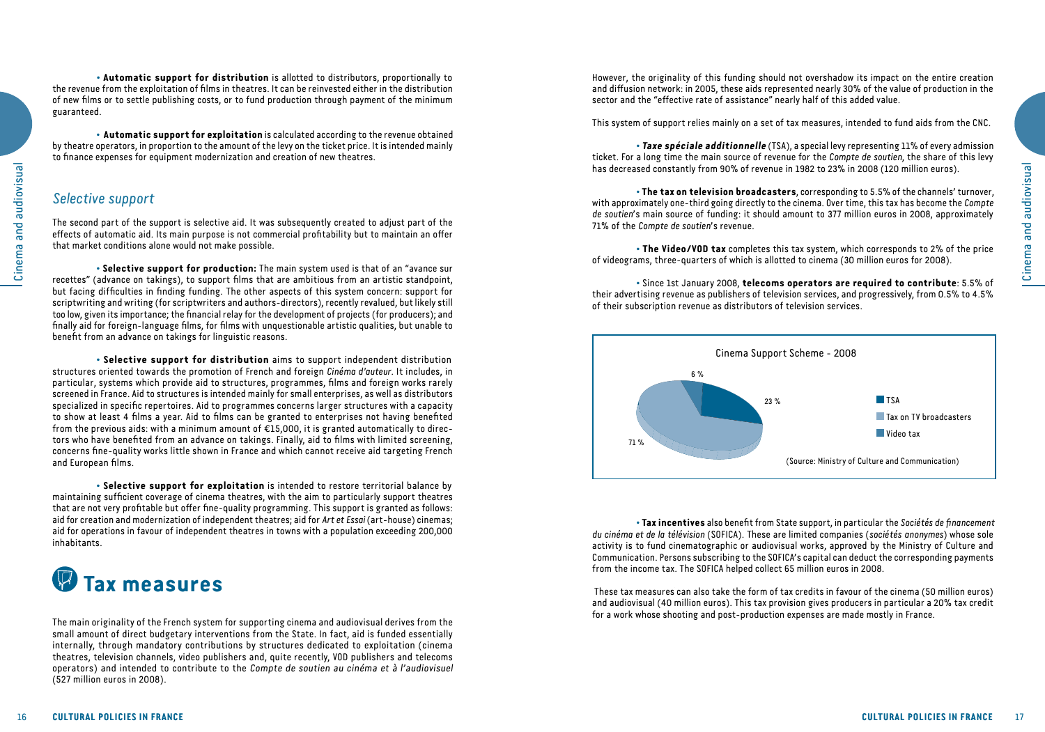• **Automatic support for distribution** is allotted to distributors, proportionally to the revenue from the exploitation of films in theatres. It can be reinvested either in the distribution of new films or to settle publishing costs, or to fund production through payment of the minimum guaranteed.

• **Automatic support for exploitation** is calculated according to the revenue obtained by theatre operators, in proportion to the amount of the levy on the ticket price. It is intended mainly to finance expenses for equipment modernization and creation of new theatres.

### *Selective support*

The second part of the support is selective aid. It was subsequently created to adjust part of the effects of automatic aid. Its main purpose is not commercial profitability but to maintain an offer that market conditions alone would not make possible.

• **Selective support for production:** The main system used is that of an "avance sur recettes" (advance on takings), to support films that are ambitious from an artistic standpoint, but facing difficulties in finding funding. The other aspects of this system concern: support for scriptwriting and writing (for scriptwriters and authors-directors), recently revalued, but likely still too low, given its importance; the financial relay for the development of projects (for producers); and finally aid for foreign-language films, for films with unquestionable artistic qualities, but unable to benefit from an advance on takings for linguistic reasons.

• **Selective support for distribution** aims to support independent distribution structures oriented towards the promotion of French and foreign *Cinéma d'auteur*. It includes, in particular, systems which provide aid to structures, programmes, films and foreign works rarely screened in France. Aid to structures is intended mainly for small enterprises, as well as distributors specialized in specific repertoires. Aid to programmes concerns larger structures with a capacity to show at least 4 films a year. Aid to films can be granted to enterprises not having benefited from the previous aids: with a minimum amount of €15,000, it is granted automatically to directors who have benefited from an advance on takings. Finally, aid to films with limited screening, concerns fine-quality works little shown in France and which cannot receive aid targeting French and European films.

• **Selective support for exploitation** is intended to restore territorial balance by maintaining sufficient coverage of cinema theatres, with the aim to particularly support theatres that are not very profitable but offer fine-quality programming. This support is granted as follows: aid for creation and modernization of independent theatres; aid for *Art et Essai* (art-house) cinemas; aid for operations in favour of independent theatres in towns with a population exceeding 200,000 inhabitants.

## Tax measures

The main originality of the French system for supporting cinema and audiovisual derives from the small amount of direct budgetary interventions from the State. In fact, aid is funded essentially internally, through mandatory contributions by structures dedicated to exploitation (cinema theatres, television channels, video publishers and, quite recently, VOD publishers and telecoms operators) and intended to contribute to the *Compte de soutien au cinéma et à l'audiovisuel* (527 million euros in 2008).

However, the originality of this funding should not overshadow its impact on the entire creation and diffusion network: in 2005, these aids represented nearly 30% of the value of production in the sector and the "effective rate of assistance" nearly half of this added value.

This system of support relies mainly on a set of tax measures, intended to fund aids from the CNC.

• ***Taxe spéciale additionnelle*** (TSA), a special levy representing 11% of every admission ticket. For a long time the main source of revenue for the *Compte de soutien*, the share of this levy has decreased constantly from 90% of revenue in 1982 to 23% in 2008 (120 million euros).

• **The tax on television broadcasters**, corresponding to 5.5% of the channels' turnover, with approximately one-third going directly to the cinema. Over time, this tax has become the *Compte de soutien*'s main source of funding: it should amount to 377 million euros in 2008, approximately 71% of the *Compte de soutien*'s revenue.

• **The Video/VOD tax** completes this tax system, which corresponds to 2% of the price of videograms, three-quarters of which is allotted to cinema (30 million euros for 2008).

• Since 1st January 2008, **telecoms operators are required to contribute**: 5.5% of their advertising revenue as publishers of television services, and progressively, from 0.5% to 4.5% of their subscription revenue as distributors of television services.

Cinema Support Scheme - 2008

| Source | Share |
|---|---|
| TSA | 23 % |
| Tax on TV broadcasters | 71 % |
| Video tax | 6 % |

(Source: Ministry of Culture and Communication)

• **Tax incentives** also benefit from State support, in particular the *Sociétés de financement du cinéma et de la télévision* (SOFICA). These are limited companies (*sociétés anonymes*) whose sole activity is to fund cinematographic or audiovisual works, approved by the Ministry of Culture and Communication. Persons subscribing to the SOFICA's capital can deduct the corresponding payments from the income tax. The SOFICA helped collect 65 million euros in 2008.

These tax measures can also take the form of tax credits in favour of the cinema (50 million euros) and audiovisual (40 million euros). This tax provision gives producers in particular a 20% tax credit for a work whose shooting and post-production expenses are made mostly in France.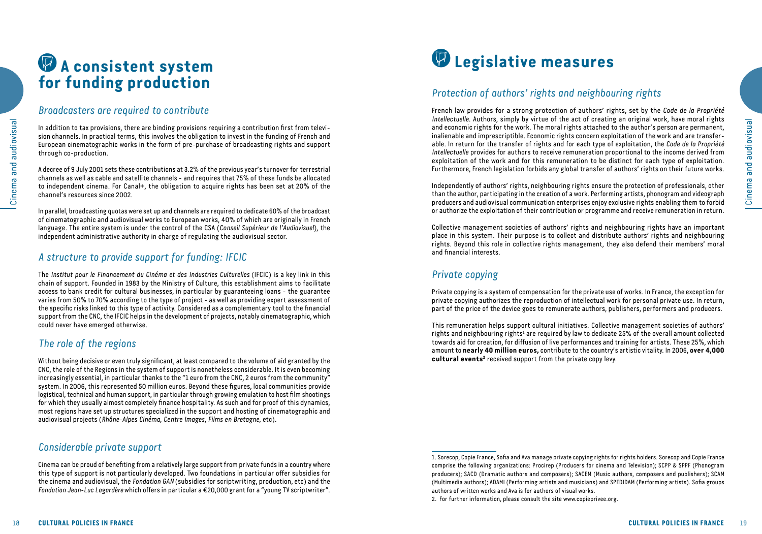# A consistent system for funding production

## *Broadcasters are required to contribute*

In addition to tax provisions, there are binding provisions requiring a contribution first from television channels. In practical terms, this involves the obligation to invest in the funding of French and European cinematographic works in the form of pre-purchase of broadcasting rights and support through co-production.

A decree of 9 July 2001 sets these contributions at 3.2% of the previous year's turnover for terrestrial channels as well as cable and satellite channels - and requires that 75% of these funds be allocated to independent cinema. For Canal+, the obligation to acquire rights has been set at 20% of the channel's resources since 2002.

In parallel, broadcasting quotas were set up and channels are required to dedicate 60% of the broadcast of cinematographic and audiovisual works to European works, 40% of which are originally in French language. The entire system is under the control of the CSA (*Conseil Supérieur de l'Audiovisuel*), the independent administrative authority in charge of regulating the audiovisual sector.

## *A structure to provide support for funding: IFCIC*

The *Institut pour le Financement du Cinéma et des Industries Culturelles* (IFCIC) is a key link in this chain of support. Founded in 1983 by the Ministry of Culture, this establishment aims to facilitate access to bank credit for cultural businesses, in particular by guaranteeing loans - the guarantee varies from 50% to 70% according to the type of project - as well as providing expert assessment of the specific risks linked to this type of activity. Considered as a complementary tool to the financial support from the CNC, the IFCIC helps in the development of projects, notably cinematographic, which could never have emerged otherwise.

## *The role of the regions*

Without being decisive or even truly significant, at least compared to the volume of aid granted by the CNC, the role of the Regions in the system of support is nonetheless considerable. It is even becoming increasingly essential, in particular thanks to the "1 euro from the CNC, 2 euros from the community" system. In 2006, this represented 50 million euros. Beyond these figures, local communities provide logistical, technical and human support, in particular through growing emulation to host film shootings for which they usually almost completely finance hospitality. As such and for proof of this dynamics, most regions have set up structures specialized in the support and hosting of cinematographic and audiovisual projects (*Rhône-Alpes Cinéma, Centre Images, Films en Bretagne*, etc).

## *Considerable private support*

Cinema can be proud of benefiting from a relatively large support from private funds in a country where this type of support is not particularly developed. Two foundations in particular offer subsidies for the cinema and audiovisual, the *Fondation GAN* (subsidies for scriptwriting, production, etc) and the *Fondation Jean-Luc Lagardère* which offers in particular a €20,000 grant for a "young TV scriptwriter".

# Legislative measures

## *Protection of authors' rights and neighbouring rights*

French law provides for a strong protection of authors' rights, set by the *Code de la Propriété Intellectuelle*. Authors, simply by virtue of the act of creating an original work, have moral rights and economic rights for the work. The moral rights attached to the author's person are permanent, inalienable and imprescriptible. Economic rights concern exploitation of the work and are transferable. In return for the transfer of rights and for each type of exploitation, the *Code de la Propriété Intellectuelle* provides for authors to receive remuneration proportional to the income derived from exploitation of the work and for this remuneration to be distinct for each type of exploitation. Furthermore, French legislation forbids any global transfer of authors' rights on their future works.

Independently of authors' rights, neighbouring rights ensure the protection of professionals, other than the author, participating in the creation of a work. Performing artists, phonogram and videograph producers and audiovisual communication enterprises enjoy exclusive rights enabling them to forbid or authorize the exploitation of their contribution or programme and receive remuneration in return.

Collective management societies of authors' rights and neighbouring rights have an important place in this system. Their purpose is to collect and distribute authors' rights and neighbouring rights. Beyond this role in collective rights management, they also defend their members' moral and financial interests.

## *Private copying*

Private copying is a system of compensation for the private use of works. In France, the exception for private copying authorizes the reproduction of intellectual work for personal private use. In return, part of the price of the device goes to remunerate authors, publishers, performers and producers.

This remuneration helps support cultural initiatives. Collective management societies of authors' rights and neighbouring rights[1] are required by law to dedicate 25% of the overall amount collected towards aid for creation, for diffusion of live performances and training for artists. These 25%, which amount to **nearly 40 million euros,** contribute to the country's artistic vitality. In 2006, **over 4,000 cultural events[2]** received support from the private copy levy.

1. Sorecop, Copie France, Sofia and Ava manage private copying rights for rights holders. Sorecop and Copie France comprise the following organizations: Procirep (Producers for cinema and Television); SCPP & SPPF (Phonogram producers); SACD (Dramatic authors and composers); SACEM (Music authors, composers and publishers); SCAM (Multimedia authors); ADAMI (Performing artists and musicians) and SPEDIDAM (Performing artists). Sofia groups authors of written works and Ava is for authors of visual works.

2. For further information, please consult the site www.copieprivee.org.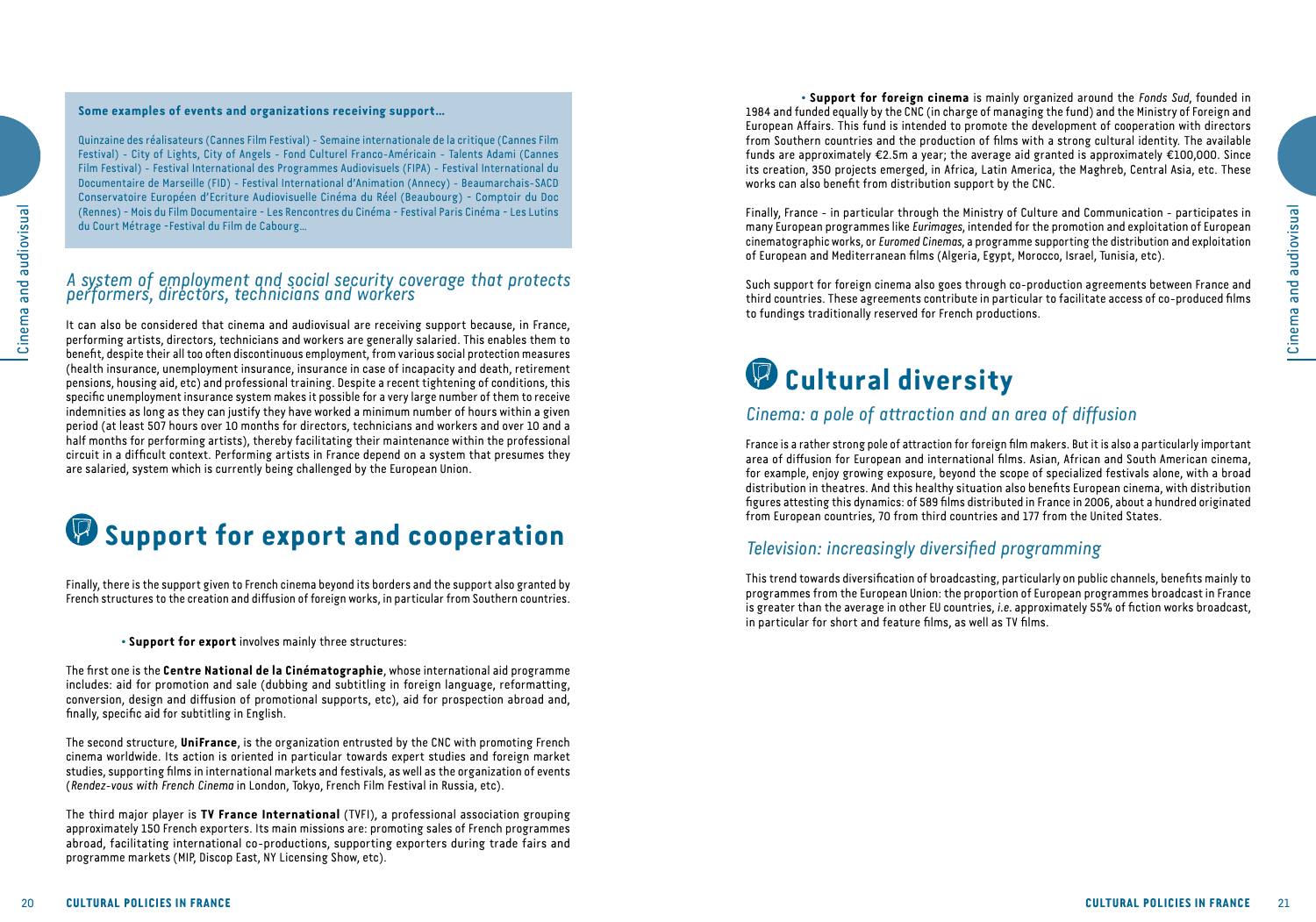**Some examples of events and organizations receiving support…**

Quinzaine des réalisateurs (Cannes Film Festival) - Semaine internationale de la critique (Cannes Film Festival) - City of Lights, City of Angels - Fond Culturel Franco-Américain - Talents Adami (Cannes Film Festival) - Festival International des Programmes Audiovisuels (FIPA) - Festival International du Documentaire de Marseille (FID) - Festival International d'Animation (Annecy) - Beaumarchais-SACD Conservatoire Européen d'Ecriture Audiovisuelle Cinéma du Réel (Beaubourg) - Comptoir du Doc (Rennes) - Mois du Film Documentaire - Les Rencontres du Cinéma - Festival Paris Cinéma - Les Lutins du Court Métrage -Festival du Film de Cabourg…

### *A system of employment and social security coverage that protects performers, directors, technicians and workers*

It can also be considered that cinema and audiovisual are receiving support because, in France, performing artists, directors, technicians and workers are generally salaried. This enables them to benefit, despite their all too often discontinuous employment, from various social protection measures (health insurance, unemployment insurance, insurance in case of incapacity and death, retirement pensions, housing aid, etc) and professional training. Despite a recent tightening of conditions, this specific unemployment insurance system makes it possible for a very large number of them to receive indemnities as long as they can justify they have worked a minimum number of hours within a given period (at least 507 hours over 10 months for directors, technicians and workers and over 10 and a half months for performing artists), thereby facilitating their maintenance within the professional circuit in a difficult context. Performing artists in France depend on a system that presumes they are salaried, system which is currently being challenged by the European Union.

## Support for export and cooperation

Finally, there is the support given to French cinema beyond its borders and the support also granted by French structures to the creation and diffusion of foreign works, in particular from Southern countries.

• **Support for export** involves mainly three structures:

The first one is the **Centre National de la Cinématographie**, whose international aid programme includes: aid for promotion and sale (dubbing and subtitling in foreign language, reformatting, conversion, design and diffusion of promotional supports, etc), aid for prospection abroad and, finally, specific aid for subtitling in English.

The second structure, **UniFrance**, is the organization entrusted by the CNC with promoting French cinema worldwide. Its action is oriented in particular towards expert studies and foreign market studies, supporting films in international markets and festivals, as well as the organization of events (*Rendez-vous with French Cinema* in London, Tokyo, French Film Festival in Russia, etc).

The third major player is **TV France International** (TVFI), a professional association grouping approximately 150 French exporters. Its main missions are: promoting sales of French programmes abroad, facilitating international co-productions, supporting exporters during trade fairs and programme markets (MIP, Discop East, NY Licensing Show, etc).

• **Support for foreign cinema** is mainly organized around the *Fonds Sud*, founded in 1984 and funded equally by the CNC (in charge of managing the fund) and the Ministry of Foreign and European Affairs. This fund is intended to promote the development of cooperation with directors from Southern countries and the production of films with a strong cultural identity. The available funds are approximately €2.5m a year; the average aid granted is approximately €100,000. Since its creation, 350 projects emerged, in Africa, Latin America, the Maghreb, Central Asia, etc. These works can also benefit from distribution support by the CNC.

Finally, France - in particular through the Ministry of Culture and Communication - participates in many European programmes like *Eurimages*, intended for the promotion and exploitation of European cinematographic works, or *Euromed Cinemas*, a programme supporting the distribution and exploitation of European and Mediterranean films (Algeria, Egypt, Morocco, Israel, Tunisia, etc).

Such support for foreign cinema also goes through co-production agreements between France and third countries. These agreements contribute in particular to facilitate access of co-produced films to fundings traditionally reserved for French productions.

## Cultural diversity

### *Cinema: a pole of attraction and an area of diffusion*

France is a rather strong pole of attraction for foreign film makers. But it is also a particularly important area of diffusion for European and international films. Asian, African and South American cinema, for example, enjoy growing exposure, beyond the scope of specialized festivals alone, with a broad distribution in theatres. And this healthy situation also benefits European cinema, with distribution figures attesting this dynamics: of 589 films distributed in France in 2006, about a hundred originated from European countries, 70 from third countries and 177 from the United States.

### *Television: increasingly diversified programming*

This trend towards diversification of broadcasting, particularly on public channels, benefits mainly to programmes from the European Union: the proportion of European programmes broadcast in France is greater than the average in other EU countries, *i.e.* approximately 55% of fiction works broadcast, in particular for short and feature films, as well as TV films.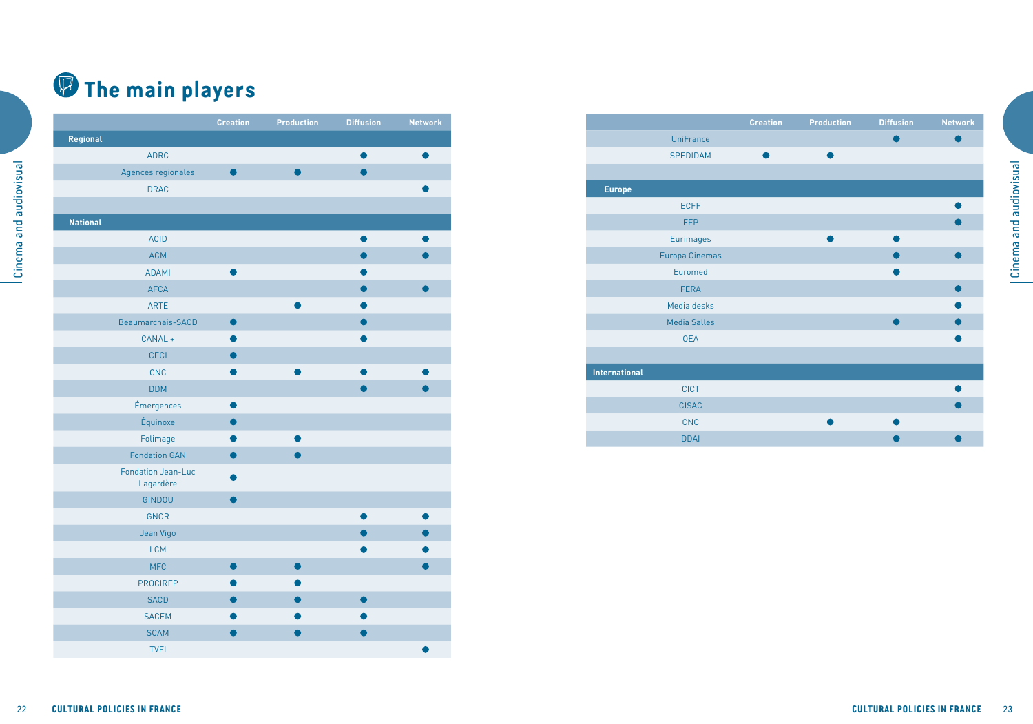# The main players

| | Creation | Production | Diffusion | Network |
|---|---|---|---|---|
| **Regional** | | | | |
| ADRC | | | ● | ● |
| Agences regionales | ● | ● | ● | |
| DRAC | | | | ● |
| | | | | |
| **National** | | | | |
| ACID | | | ● | ● |
| ACM | | | ● | ● |
| ADAMI | ● | | ● | |
| AFCA | | | ● | ● |
| ARTE | | ● | ● | |
| Beaumarchais-SACD | ● | | ● | |
| CANAL + | ● | | ● | |
| CECI | ● | | | |
| CNC | ● | ● | ● | ● |
| DDM | | | ● | ● |
| Émergences | ● | | | |
| Équinoxe | ● | | | |
| Folimage | ● | ● | | |
| Fondation GAN | ● | ● | | |
| Fondation Jean-Luc Lagardère | ● | | | |
| GINDOU | ● | | | |
| GNCR | | | ● | ● |
| Jean Vigo | | | ● | ● |
| LCM | | | ● | ● |
| MFC | ● | ● | | ● |
| PROCIREP | ● | ● | | |
| SACD | ● | ● | ● | |
| SACEM | ● | ● | ● | |
| SCAM | ● | ● | ● | |
| TVFI | | | | ● |
| UniFrance | | | ● | ● |
| SPEDIDAM | ● | ● | | |
| | | | | |
| **Europe** | | | | |
| ECFF | | | | ● |
| EFP | | | | ● |
| Eurimages | | ● | ● | |
| Europa Cinemas | | | ● | ● |
| Euromed | | | ● | |
| FERA | | | | ● |
| Media desks | | | | ● |
| Media Salles | | | ● | ● |
| OEA | | | | ● |
| | | | | |
| **International** | | | | |
| CICT | | | | ● |
| CISAC | | | | ● |
| CNC | | ● | ● | |
| DDAI | | | ● | ● |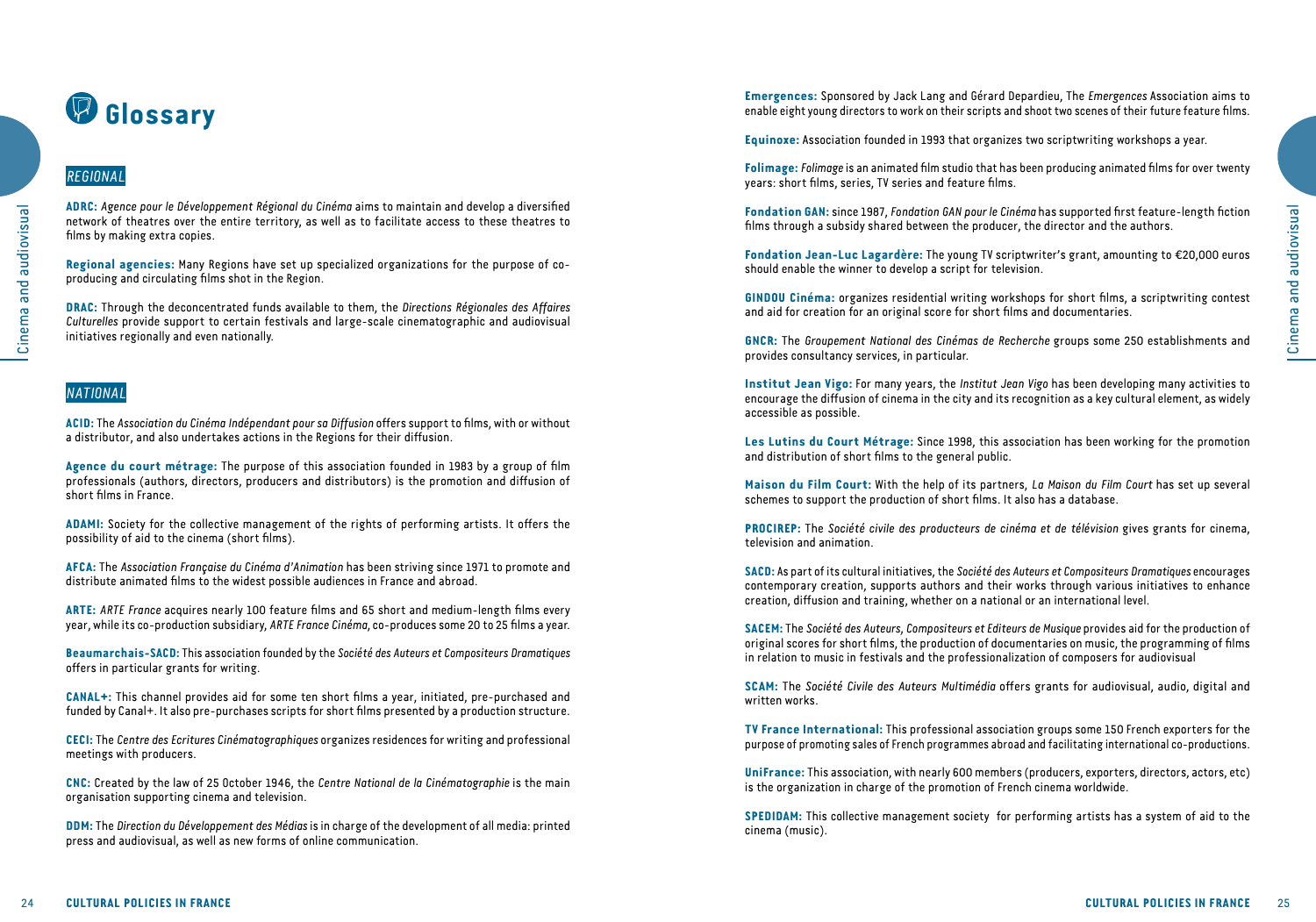# Glossary

## REGIONAL

**ADRC:** *Agence pour le Développement Régional du Cinéma* aims to maintain and develop a diversified network of theatres over the entire territory, as well as to facilitate access to these theatres to films by making extra copies.

**Regional agencies:** Many Regions have set up specialized organizations for the purpose of co-producing and circulating films shot in the Region.

**DRAC:** Through the deconcentrated funds available to them, the *Directions Régionales des Affaires Culturelles* provide support to certain festivals and large-scale cinematographic and audiovisual initiatives regionally and even nationally.

## NATIONAL

**ACID:** The *Association du Cinéma Indépendant pour sa Diffusion* offers support to films, with or without a distributor, and also undertakes actions in the Regions for their diffusion.

**Agence du court métrage:** The purpose of this association founded in 1983 by a group of film professionals (authors, directors, producers and distributors) is the promotion and diffusion of short films in France.

**ADAMI:** Society for the collective management of the rights of performing artists. It offers the possibility of aid to the cinema (short films).

**AFCA:** The *Association Française du Cinéma d'Animation* has been striving since 1971 to promote and distribute animated films to the widest possible audiences in France and abroad.

**ARTE:** *ARTE France* acquires nearly 100 feature films and 65 short and medium-length films every year, while its co-production subsidiary, *ARTE France Cinéma*, co-produces some 20 to 25 films a year.

**Beaumarchais-SACD:** This association founded by the *Société des Auteurs et Compositeurs Dramatiques* offers in particular grants for writing.

**CANAL+:** This channel provides aid for some ten short films a year, initiated, pre-purchased and funded by Canal+. It also pre-purchases scripts for short films presented by a production structure.

**CECI:** The *Centre des Ecritures Cinématographiques* organizes residences for writing and professional meetings with producers.

**CNC:** Created by the law of 25 October 1946, the *Centre National de la Cinématographie* is the main organisation supporting cinema and television.

**DDM:** The *Direction du Développement des Médias* is in charge of the development of all media: printed press and audiovisual, as well as new forms of online communication.

**Emergences:** Sponsored by Jack Lang and Gérard Depardieu, The *Emergences* Association aims to enable eight young directors to work on their scripts and shoot two scenes of their future feature films.

**Equinoxe:** Association founded in 1993 that organizes two scriptwriting workshops a year.

**Folimage:** *Folimage* is an animated film studio that has been producing animated films for over twenty years: short films, series, TV series and feature films.

**Fondation GAN:** since 1987, *Fondation GAN pour le Cinéma* has supported first feature-length fiction films through a subsidy shared between the producer, the director and the authors.

**Fondation Jean-Luc Lagardère:** The young TV scriptwriter's grant, amounting to €20,000 euros should enable the winner to develop a script for television.

**GINDOU Cinéma:** organizes residential writing workshops for short films, a scriptwriting contest and aid for creation for an original score for short films and documentaries.

**GNCR:** The *Groupement National des Cinémas de Recherche* groups some 250 establishments and provides consultancy services, in particular.

**Institut Jean Vigo:** For many years, the *Institut Jean Vigo* has been developing many activities to encourage the diffusion of cinema in the city and its recognition as a key cultural element, as widely accessible as possible.

**Les Lutins du Court Métrage:** Since 1998, this association has been working for the promotion and distribution of short films to the general public.

**Maison du Film Court:** With the help of its partners, *La Maison du Film Court* has set up several schemes to support the production of short films. It also has a database.

**PROCIREP:** The *Société civile des producteurs de cinéma et de télévision* gives grants for cinema, television and animation.

**SACD:** As part of its cultural initiatives, the *Société des Auteurs et Compositeurs Dramatiques* encourages contemporary creation, supports authors and their works through various initiatives to enhance creation, diffusion and training, whether on a national or an international level.

**SACEM:** The *Société des Auteurs, Compositeurs et Editeurs de Musique* provides aid for the production of original scores for short films, the production of documentaries on music, the programming of films in relation to music in festivals and the professionalization of composers for audiovisual

**SCAM:** The *Société Civile des Auteurs Multimédia* offers grants for audiovisual, audio, digital and written works.

**TV France International:** This professional association groups some 150 French exporters for the purpose of promoting sales of French programmes abroad and facilitating international co-productions.

**UniFrance:** This association, with nearly 600 members (producers, exporters, directors, actors, etc) is the organization in charge of the promotion of French cinema worldwide.

**SPEDIDAM:** This collective management society for performing artists has a system of aid to the cinema (music).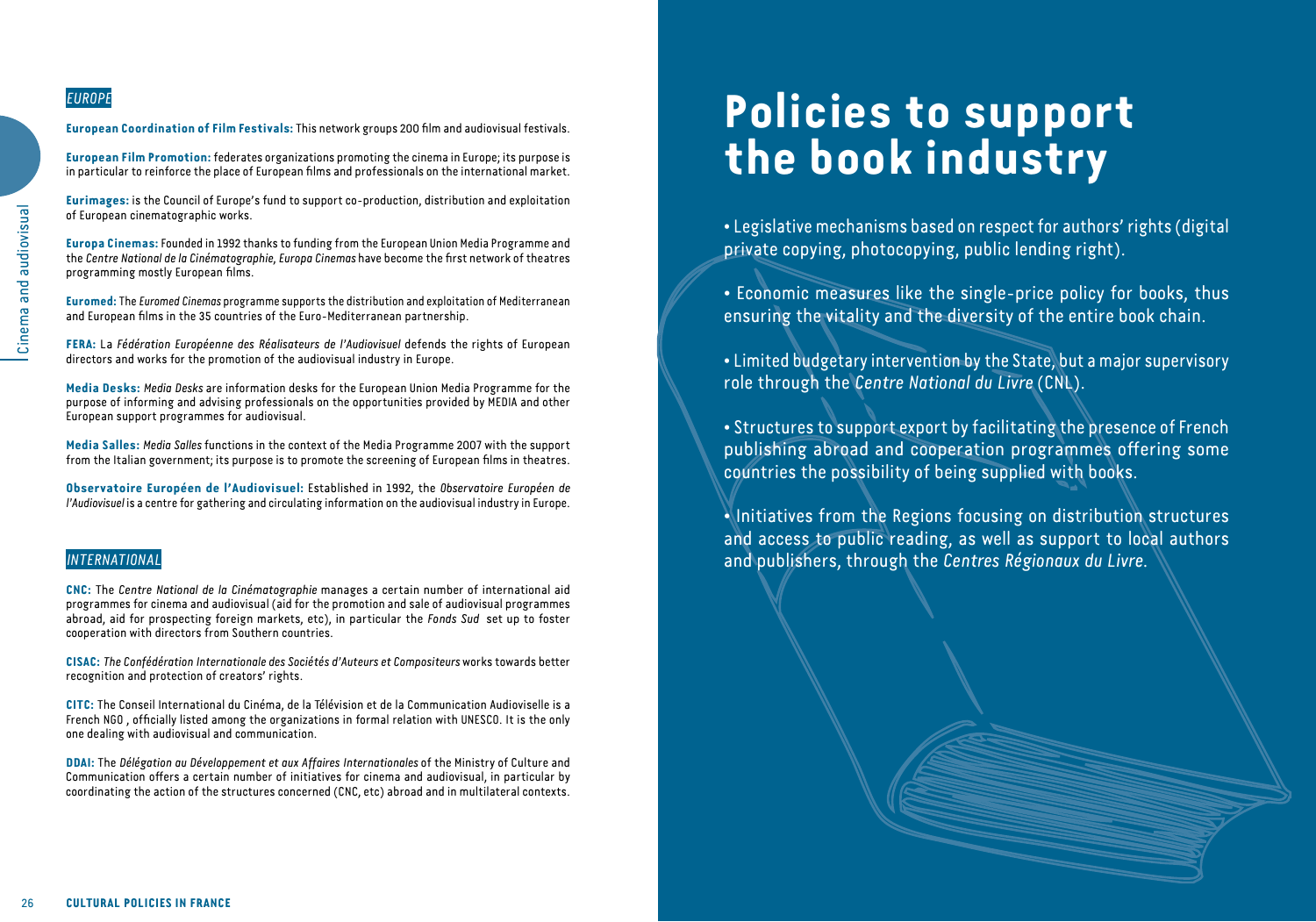## EUROPE

**European Coordination of Film Festivals:** This network groups 200 film and audiovisual festivals.

**European Film Promotion:** federates organizations promoting the cinema in Europe; its purpose is in particular to reinforce the place of European films and professionals on the international market.

**Eurimages:** is the Council of Europe's fund to support co-production, distribution and exploitation of European cinematographic works.

**Europa Cinemas:** Founded in 1992 thanks to funding from the European Union Media Programme and the *Centre National de la Cinématographie, Europa Cinemas* have become the first network of theatres programming mostly European films.

**Euromed:** The *Euromed Cinemas* programme supports the distribution and exploitation of Mediterranean and European films in the 35 countries of the Euro-Mediterranean partnership.

**FERA:** La *Fédération Européenne des Réalisateurs de l'Audiovisuel* defends the rights of European directors and works for the promotion of the audiovisual industry in Europe.

**Media Desks:** *Media Desks* are information desks for the European Union Media Programme for the purpose of informing and advising professionals on the opportunities provided by MEDIA and other European support programmes for audiovisual.

**Media Salles:** *Media Salles* functions in the context of the Media Programme 2007 with the support from the Italian government; its purpose is to promote the screening of European films in theatres.

**Observatoire Européen de l'Audiovisuel:** Established in 1992, the *Observatoire Européen de l'Audiovisuel* is a centre for gathering and circulating information on the audiovisual industry in Europe.

## INTERNATIONAL

**CNC:** The *Centre National de la Cinématographie* manages a certain number of international aid programmes for cinema and audiovisual (aid for the promotion and sale of audiovisual programmes abroad, aid for prospecting foreign markets, etc), in particular the *Fonds Sud* set up to foster cooperation with directors from Southern countries.

**CISAC:** *The Confédération Internationale des Sociétés d'Auteurs et Compositeurs* works towards better recognition and protection of creators' rights.

**CITC:** The Conseil International du Cinéma, de la Télévision et de la Communication Audiovisuelle is a French NGO , officially listed among the organizations in formal relation with UNESCO. It is the only one dealing with audiovisual and communication.

**DDAI:** The *Délégation au Développement et aux Affaires Internationales* of the Ministry of Culture and Communication offers a certain number of initiatives for cinema and audiovisual, in particular by coordinating the action of the structures concerned (CNC, etc) abroad and in multilateral contexts.

# Policies to support the book industry

- Legislative mechanisms based on respect for authors' rights (digital private copying, photocopying, public lending right).
- Economic measures like the single-price policy for books, thus ensuring the vitality and the diversity of the entire book chain.
- Limited budgetary intervention by the State, but a major supervisory role through the *Centre National du Livre* (CNL).
- Structures to support export by facilitating the presence of French publishing abroad and cooperation programmes offering some countries the possibility of being supplied with books.
- Initiatives from the Regions focusing on distribution structures and access to public reading, as well as support to local authors and publishers, through the *Centres Régionaux du Livre*.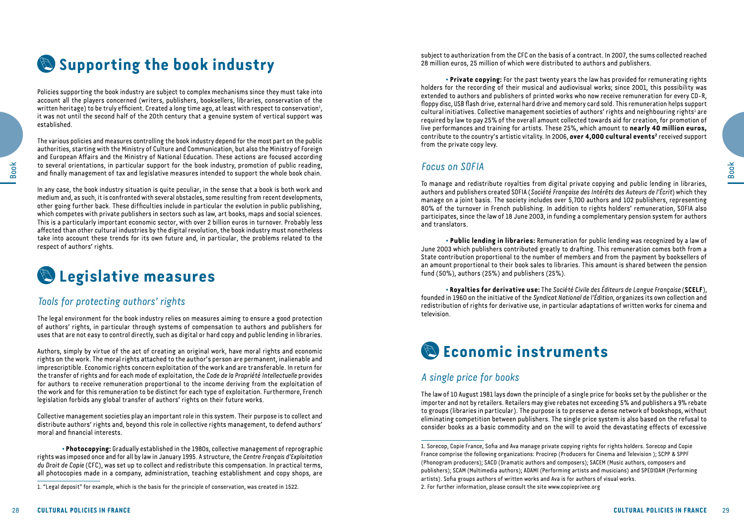# Supporting the book industry

Policies supporting the book industry are subject to complex mechanisms since they must take into account all the players concerned (writers, publishers, booksellers, libraries, conservation of the written heritage) to be truly efficient. Created a long time ago, at least with respect to conservation[1], it was not until the second half of the 20th century that a genuine system of vertical support was established.

The various policies and measures controlling the book industry depend for the most part on the public authorities, starting with the Ministry of Culture and Communication, but also the Ministry of Foreign and European Affairs and the Ministry of National Education. These actions are focused according to several orientations, in particular support for the book industry, promotion of public reading, and finally management of tax and legislative measures intended to support the whole book chain.

In any case, the book industry situation is quite peculiar, in the sense that a book is both work and medium and, as such, it is confronted with several obstacles, some resulting from recent developments, other going further back. These difficulties include in particular the evolution in public publishing, which competes with private publishers in sectors such as law, art books, maps and social sciences. This is a particularly important economic sector, with over 2 billion euros in turnover. Probably less affected than other cultural industries by the digital revolution, the book industry must nonetheless take into account these trends for its own future and, in particular, the problems related to the respect of authors' rights.

# Legislative measures

## Tools for protecting authors' rights

The legal environment for the book industry relies on measures aiming to ensure a good protection of authors' rights, in particular through systems of compensation to authors and publishers for uses that are not easy to control directly, such as digital or hard copy and public lending in libraries.

Authors, simply by virtue of the act of creating an original work, have moral rights and economic rights on the work. The moral rights attached to the author's person are permanent, inalienable and imprescriptible. Economic rights concern exploitation of the work and are transferable. In return for the transfer of rights and for each mode of exploitation, the *Code de la Propriété Intellectuelle* provides for authors to receive remuneration proportional to the income deriving from the exploitation of the work and for this remuneration to be distinct for each type of exploitation. Furthermore, French legislation forbids any global transfer of authors' rights on their future works.

Collective management societies play an important role in this system. Their purpose is to collect and distribute authors' rights and, beyond this role in collective rights management, to defend authors' moral and financial interests.

• **Photocopying:** Gradually established in the 1980s, collective management of reprographic rights was imposed once and for all by law in January 1995. A structure, the *Centre Français d'Exploitation du Droit de Copie* (CFC), was set up to collect and redistribute this compensation. In practical terms, all photocopies made in a company, administration, teaching establishment and copy shops, are subject to authorization from the CFC on the basis of a contract. In 2007, the sums collected reached 28 million euros, 25 million of which were distributed to authors and publishers.

• **Private copying:** For the past twenty years the law has provided for remunerating rights holders for the recording of their musical and audiovisual works; since 2001, this possibility was extended to authors and publishers of printed works who now receive remuneration for every CD-R, floppy disc, USB flash drive, external hard drive and memory card sold. This remuneration helps support cultural initiatives. Collective management societies of authors' rights and neighbouring rights[1] are required by law to pay 25% of the overall amount collected towards aid for creation, for promotion of live performances and training for artists. These 25%, which amount to **nearly 40 million euros,** contribute to the country's artistic vitality. In 2006, **over 4,000 cultural events**[2] received support from the private copy levy.

## Focus on SOFIA

To manage and redistribute royalties from digital private copying and public lending in libraries, authors and publishers created SOFIA (*Société Française des Intérêts des Auteurs de l'Écrit*) which they manage on a joint basis. The society includes over 5,700 authors and 102 publishers, representing 80% of the turnover in French publishing. In addition to rights holders' remuneration, SOFIA also participates, since the law of 18 June 2003, in funding a complementary pension system for authors and translators.

• **Public lending in libraries:** Remuneration for public lending was recognized by a law of June 2003 which publishers contributed greatly to drafting. This remuneration comes both from a State contribution proportional to the number of members and from the payment by booksellers of an amount proportional to their book sales to libraries. This amount is shared between the pension fund (50%), authors (25%) and publishers (25%).

• **Royalties for derivative use:** The *Société Civile des Éditeurs de Langue Française* (**SCELF**), founded in 1960 on the initiative of the *Syndicat National de l'Édition*, organizes its own collection and redistribution of rights for derivative use, in particular adaptations of written works for cinema and television.

# Economic instruments

## A single price for books

The law of 10 August 1981 lays down the principle of a single price for books set by the publisher or the importer and not by retailers. Retailers may give rebates not exceeding 5% and publishers a 9% rebate to groups (libraries in particular). The purpose is to preserve a dense network of bookshops, without eliminating competition between publishers. The single price system is also based on the refusal to consider books as a basic commodity and on the will to avoid the devastating effects of excessive

---

1. "Legal deposit" for example, which is the basis for the principle of conservation, was created in 1522.

1. Sorecop, Copie France, Sofia and Ava manage private copying rights for rights holders. Sorecop and Copie France comprise the following organizations: Procirep (Producers for Cinema and Television ); SCPP & SPPF (Phonogram producers); SACD (Dramatic authors and composers); SACEM (Music authors, composers and publishers); SCAM (Multimedia authors); ADAMI (Performing artists and musicians) and SPEDIDAM (Performing artists). Sofia groups authors of written works and Ava is for authors of visual works.
2. For further information, please consult the site www.copieprivee.org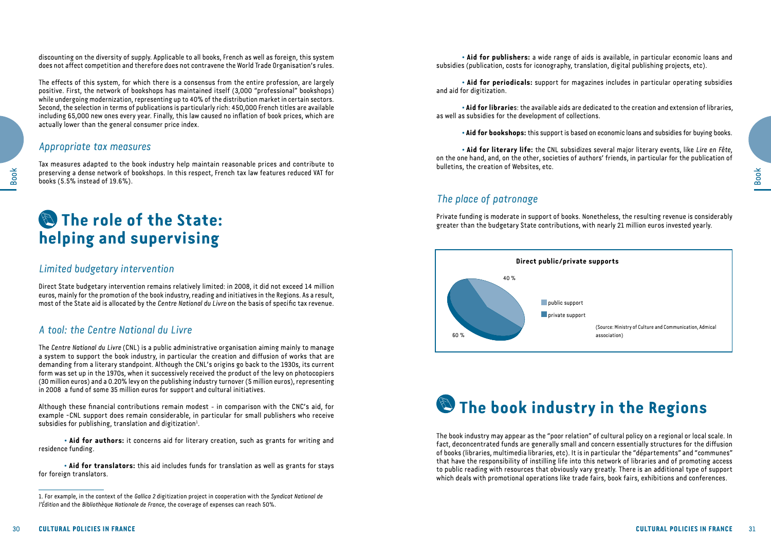discounting on the diversity of supply. Applicable to all books, French as well as foreign, this system does not affect competition and therefore does not contravene the World Trade Organisation's rules.

The effects of this system, for which there is a consensus from the entire profession, are largely positive. First, the network of bookshops has maintained itself (3,000 "professional" bookshops) while undergoing modernization, representing up to 40% of the distribution market in certain sectors. Second, the selection in terms of publications is particularly rich: 450,000 French titles are available including 65,000 new ones every year. Finally, this law caused no inflation of book prices, which are actually lower than the general consumer price index.

### *Appropriate tax measures*

Tax measures adapted to the book industry help maintain reasonable prices and contribute to preserving a dense network of bookshops. In this respect, French tax law features reduced VAT for books (5.5% instead of 19.6%).

## The role of the State: helping and supervising

### *Limited budgetary intervention*

Direct State budgetary intervention remains relatively limited: in 2008, it did not exceed 14 million euros, mainly for the promotion of the book industry, reading and initiatives in the Regions. As a result, most of the State aid is allocated by the *Centre National du Livre* on the basis of specific tax revenue.

### *A tool: the Centre National du Livre*

The *Centre National du Livre* (CNL) is a public administrative organisation aiming mainly to manage a system to support the book industry, in particular the creation and diffusion of works that are demanding from a literary standpoint. Although the CNL's origins go back to the 1930s, its current form was set up in the 1970s, when it successively received the product of the levy on photocopiers (30 million euros) and a 0.20% levy on the publishing industry turnover (5 million euros), representing in 2008 a fund of some 35 million euros for support and cultural initiatives.

Although these financial contributions remain modest - in comparison with the CNC's aid, for example -CNL support does remain considerable, in particular for small publishers who receive subsidies for publishing, translation and digitization[1].

• **Aid for authors:** it concerns aid for literary creation, such as grants for writing and residence funding.

• **Aid for translators:** this aid includes funds for translation as well as grants for stays for foreign translators.

• **Aid for publishers:** a wide range of aids is available, in particular economic loans and subsidies (publication, costs for iconography, translation, digital publishing projects, etc).

• **Aid for periodicals:** support for magazines includes in particular operating subsidies and aid for digitization.

• **Aid for librarie**s: the available aids are dedicated to the creation and extension of libraries, as well as subsidies for the development of collections.

• **Aid for bookshops:** this support is based on economic loans and subsidies for buying books.

• **Aid for literary life:** the CNL subsidizes several major literary events, like *Lire en Fête*, on the one hand, and, on the other, societies of authors' friends, in particular for the publication of bulletins, the creation of Websites, etc.

### *The place of patronage*

Private funding is moderate in support of books. Nonetheless, the resulting revenue is considerably greater than the budgetary State contributions, with nearly 21 million euros invested yearly.

**Direct public/private supports**

| | |
|---|---|
| public support | 40 % |
| private support | 60 % |

(Source: Ministry of Culture and Communication, Admical association)

## The book industry in the Regions

The book industry may appear as the "poor relation" of cultural policy on a regional or local scale. In fact, deconcentrated funds are generally small and concern essentially structures for the diffusion of books (libraries, multimedia libraries, etc). It is in particular the "départements" and "communes" that have the responsibility of instilling life into this network of libraries and of promoting access to public reading with resources that obviously vary greatly. There is an additional type of support which deals with promotional operations like trade fairs, book fairs, exhibitions and conferences.

---

1. For example, in the context of the *Gallica 2* digitization project in cooperation with the *Syndicat National de l'Édition* and the *Bibliothèque Nationale de France*, the coverage of expenses can reach 50%.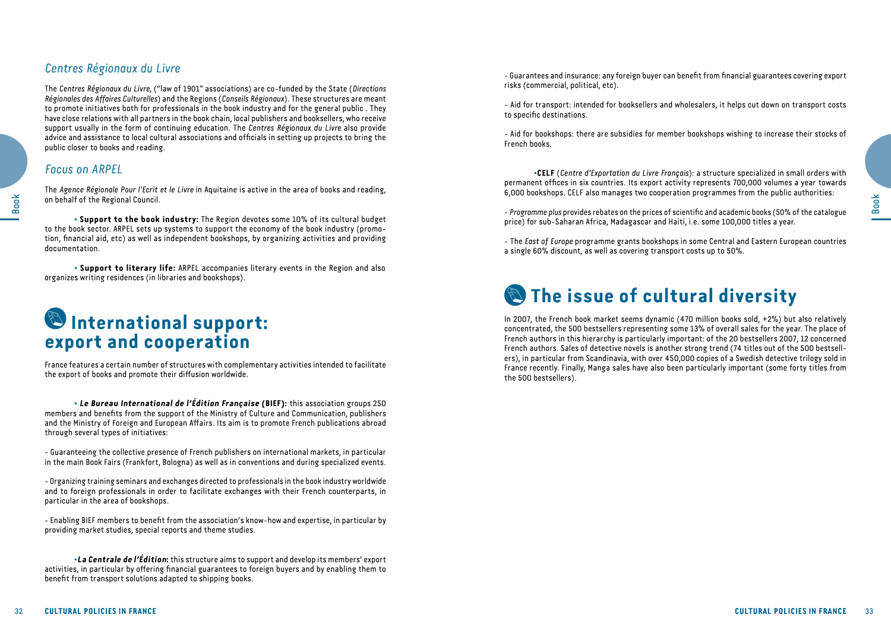## *Centres Régionaux du Livre*

The *Centres Régionaux du Livre*, ("law of 1901" associations) are co-funded by the State (*Directions Régionales des Affaires Culturelles*) and the Regions (*Conseils Régionaux*). These structures are meant to promote initiatives both for professionals in the book industry and for the general public . They have close relations with all partners in the book chain, local publishers and booksellers, who receive support usually in the form of continuing education. The *Centres Régionaux du Livre* also provide advice and assistance to local cultural associations and officials in setting up projects to bring the public closer to books and reading.

## *Focus on ARPEL*

The *Agence Régionale Pour l'Ecrit et le Livre* in Aquitaine is active in the area of books and reading, on behalf of the Regional Council.

• **Support to the book industry:** The Region devotes some 10% of its cultural budget to the book sector. ARPEL sets up systems to support the economy of the book industry (promotion, financial aid, etc) as well as independent bookshops, by organizing activities and providing documentation.

• **Support to literary life:** ARPEL accompanies literary events in the Region and also organizes writing residences (in libraries and bookshops).

# International support: export and cooperation

France features a certain number of structures with complementary activities intended to facilitate the export of books and promote their diffusion worldwide.

• ***Le Bureau International de l'Édition Française* (BIEF):** this association groups 250 members and benefits from the support of the Ministry of Culture and Communication, publishers and the Ministry of Foreign and European Affairs. Its aim is to promote French publications abroad through several types of initiatives:

- Guaranteeing the collective presence of French publishers on international markets, in particular in the main Book Fairs (Frankfort, Bologna) as well as in conventions and during specialized events.

- Organizing training seminars and exchanges directed to professionals in the book industry worldwide and to foreign professionals in order to facilitate exchanges with their French counterparts, in particular in the area of bookshops.

- Enabling BIEF members to benefit from the association's know-how and expertise, in particular by providing market studies, special reports and theme studies.

•***La Centrale de l'Édition*:** this structure aims to support and develop its members' export activities, in particular by offering financial guarantees to foreign buyers and by enabling them to benefit from transport solutions adapted to shipping books.

- Guarantees and insurance: any foreign buyer can benefit from financial guarantees covering export risks (commercial, political, etc).

- Aid for transport: intended for booksellers and wholesalers, it helps cut down on transport costs to specific destinations.

- Aid for bookshops: there are subsidies for member bookshops wishing to increase their stocks of French books.

•**CELF** (*Centre d'Exportation du Livre Français*): a structure specialized in small orders with permanent offices in six countries. Its export activity represents 700,000 volumes a year towards 6,000 bookshops. CELF also manages two cooperation programmes from the public authorities:

- *Programme plus* provides rebates on the prices of scientific and academic books (50% of the catalogue price) for sub-Saharan Africa, Madagascar and Haiti, i.e. some 100,000 titles a year.

- The *East of Europe* programme grants bookshops in some Central and Eastern European countries a single 60% discount, as well as covering transport costs up to 50%.

# The issue of cultural diversity

In 2007, the French book market seems dynamic (470 million books sold, +2%) but also relatively concentrated, the 500 bestsellers representing some 13% of overall sales for the year. The place of French authors in this hierarchy is particularly important: of the 20 bestsellers 2007, 12 concerned French authors. Sales of detective novels is another strong trend (74 titles out of the 500 bestsellers), in particular from Scandinavia, with over 450,000 copies of a Swedish detective trilogy sold in France recently. Finally, Manga sales have also been particularly important (some forty titles from the 500 bestsellers).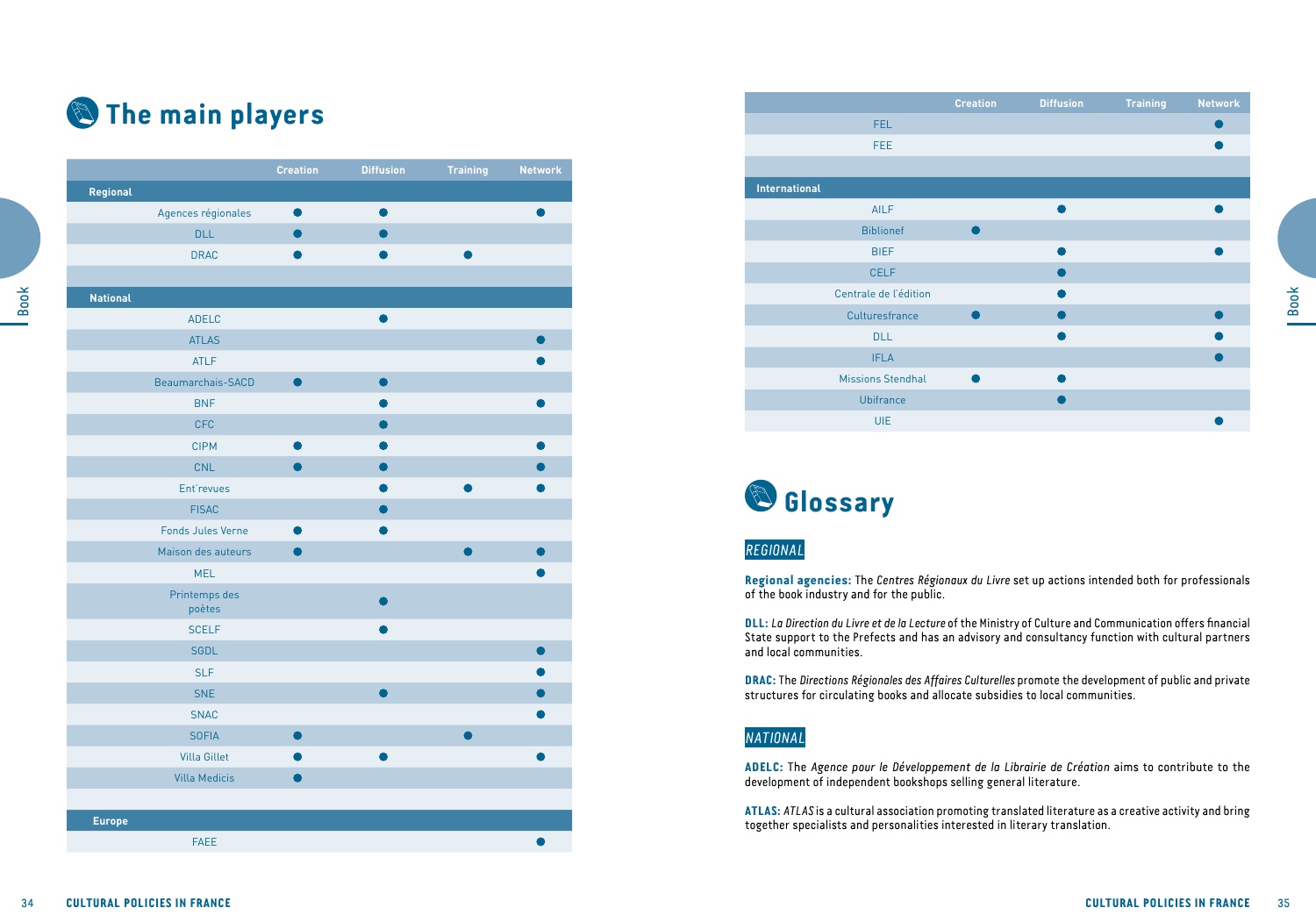# The main players

| | Creation | Diffusion | Training | Network |
|---|---|---|---|---|
| **Regional** | | | | |
| Agences régionales | ● | ● | | ● |
| DLL | ● | ● | | |
| DRAC | ● | ● | ● | |
| | | | | |
| **National** | | | | |
| ADELC | | ● | | |
| ATLAS | | | | ● |
| ATLF | | | | ● |
| Beaumarchais-SACD | ● | ● | | |
| BNF | | ● | | ● |
| CFC | | ● | | |
| CIPM | ● | ● | | ● |
| CNL | ● | ● | | ● |
| Ent'revues | | ● | ● | ● |
| FISAC | | ● | | |
| Fonds Jules Verne | ● | ● | | |
| Maison des auteurs | ● | | ● | ● |
| MEL | | | | ● |
| Printemps des poètes | | ● | | |
| SCELF | | ● | | |
| SGDL | | | | ● |
| SLF | | | | ● |
| SNE | | ● | | ● |
| SNAC | | | | ● |
| SOFIA | ● | | ● | |
| Villa Gillet | ● | ● | | ● |
| Villa Medicis | ● | | | |
| | | | | |
| **Europe** | | | | |
| FAEE | | | | ● |
| FEL | | | | ● |
| FEE | | | | ● |
| | | | | |
| **International** | | | | |
| AILF | | ● | | ● |
| Biblionef | ● | | | |
| BIEF | | ● | | ● |
| CELF | | ● | | |
| Centrale de l'édition | | ● | | |
| Culturesfrance | ● | ● | | ● |
| DLL | | ● | | ● |
| IFLA | | | | ● |
| Missions Stendhal | ● | ● | | |
| Ubifrance | | ● | | |
| UIE | | | | ● |

# Glossary

## *REGIONAL*

**Regional agencies:** The *Centres Régionaux du Livre* set up actions intended both for professionals of the book industry and for the public.

**DLL:** *La Direction du Livre et de la Lecture* of the Ministry of Culture and Communication offers financial State support to the Prefects and has an advisory and consultancy function with cultural partners and local communities.

**DRAC:** The *Directions Régionales des Affaires Culturelles* promote the development of public and private structures for circulating books and allocate subsidies to local communities.

## *NATIONAL*

**ADELC:** The *Agence pour le Développement de la Librairie de Création* aims to contribute to the development of independent bookshops selling general literature.

**ATLAS:** *ATLAS* is a cultural association promoting translated literature as a creative activity and bring together specialists and personalities interested in literary translation.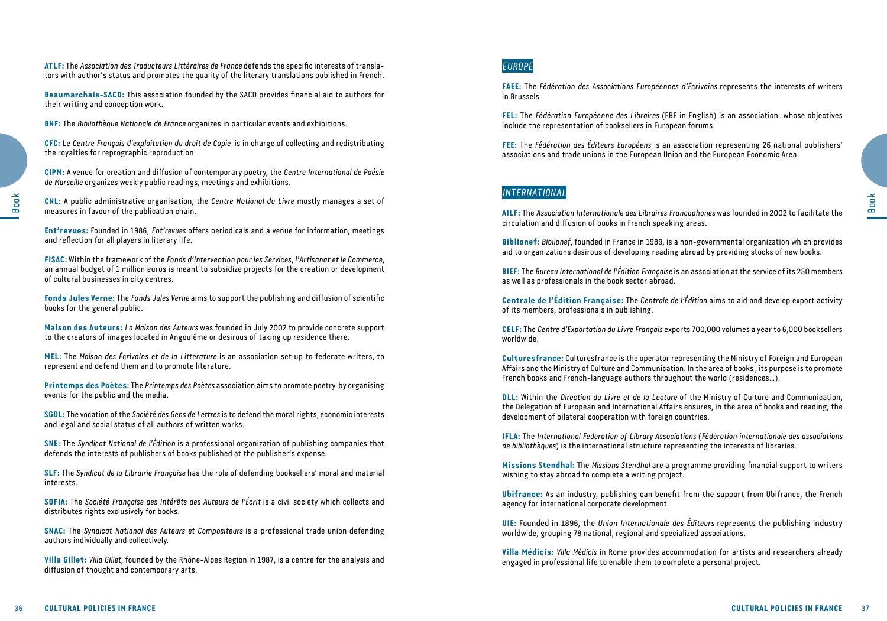**ATLF:** The *Association des Traducteurs Littéraires de France* defends the specific interests of translators with author's status and promotes the quality of the literary translations published in French.

**Beaumarchais-SACD:** This association founded by the SACD provides financial aid to authors for their writing and conception work.

**BNF:** The *Bibliothèque Nationale de France* organizes in particular events and exhibitions.

**CFC:** Le *Centre Français d'exploitation du droit de Copie* is in charge of collecting and redistributing the royalties for reprographic reproduction.

**CIPM:** A venue for creation and diffusion of contemporary poetry, the *Centre International de Poésie de Marseille* organizes weekly public readings, meetings and exhibitions.

**CNL:** A public administrative organisation, the *Centre National du Livre* mostly manages a set of measures in favour of the publication chain.

**Ent'revues:** Founded in 1986, *Ent'revues* offers periodicals and a venue for information, meetings and reflection for all players in literary life.

**FISAC:** Within the framework of the *Fonds d'Intervention pour les Services, l'Artisanat et le Commerce*, an annual budget of 1 million euros is meant to subsidize projects for the creation or development of cultural businesses in city centres.

**Fonds Jules Verne:** The *Fonds Jules Verne* aims to support the publishing and diffusion of scientific books for the general public.

**Maison des Auteurs:** *La Maison des Auteurs* was founded in July 2002 to provide concrete support to the creators of images located in Angoulême or desirous of taking up residence there.

**MEL:** The *Maison des Écrivains et de la Littérature* is an association set up to federate writers, to represent and defend them and to promote literature.

**Printemps des Poètes:** The *Printemps des Poètes* association aims to promote poetry by organising events for the public and the media.

**SGDL:** The vocation of the *Société des Gens de Lettres* is to defend the moral rights, economic interests and legal and social status of all authors of written works.

**SNE:** The *Syndicat National de l'Édition* is a professional organization of publishing companies that defends the interests of publishers of books published at the publisher's expense.

**SLF:** The *Syndicat de la Librairie Française* has the role of defending booksellers' moral and material interests.

**SOFIA:** The *Société Française des Intérêts des Auteurs de l'Écrit* is a civil society which collects and distributes rights exclusively for books.

**SNAC:** The *Syndicat National des Auteurs et Compositeurs* is a professional trade union defending authors individually and collectively.

**Villa Gillet:** *Villa Gillet*, founded by the Rhône-Alpes Region in 1987, is a centre for the analysis and diffusion of thought and contemporary arts.

## *EUROPE*

**FAEE:** The *Fédération des Associations Européennes d'Écrivains* represents the interests of writers in Brussels.

**FEL:** The *Fédération Européenne des Libraires* (EBF in English) is an association whose objectives include the representation of booksellers in European forums.

**FEE:** The *Fédération des Éditeurs Européens* is an association representing 26 national publishers' associations and trade unions in the European Union and the European Economic Area.

## *INTERNATIONAL*

**AILF:** The *Association Internationale des Libraires Francophones* was founded in 2002 to facilitate the circulation and diffusion of books in French speaking areas.

**Biblionef:** *Biblionef*, founded in France in 1989, is a non-governmental organization which provides aid to organizations desirous of developing reading abroad by providing stocks of new books.

**BIEF:** The *Bureau International de l'Édition Française* is an association at the service of its 250 members as well as professionals in the book sector abroad.

**Centrale de l'Édition Française:** The *Centrale de l'Édition* aims to aid and develop export activity of its members, professionals in publishing.

**CELF:** The *Centre d'Exportation du Livre Français* exports 700,000 volumes a year to 6,000 booksellers worldwide.

**Culturesfrance:** Culturesfrance is the operator representing the Ministry of Foreign and European Affairs and the Ministry of Culture and Communication. In the area of books , its purpose is to promote French books and French-language authors throughout the world (residences…).

**DLL:** Within the *Direction du Livre et de la Lecture* of the Ministry of Culture and Communication, the Delegation of European and International Affairs ensures, in the area of books and reading, the development of bilateral cooperation with foreign countries.

**IFLA:** The *International Federation of Library Associations* (*Fédération internationale des associations de bibliothèques*) is the international structure representing the interests of libraries.

**Missions Stendhal:** The *Missions Stendhal* are a programme providing financial support to writers wishing to stay abroad to complete a writing project.

**Ubifrance:** As an industry, publishing can benefit from the support from Ubifrance, the French agency for international corporate development.

**UIE:** Founded in 1896, the *Union Internationale des Éditeurs* represents the publishing industry worldwide, grouping 78 national, regional and specialized associations.

**Villa Médicis:** *Villa Médicis* in Rome provides accommodation for artists and researchers already engaged in professional life to enable them to complete a personal project.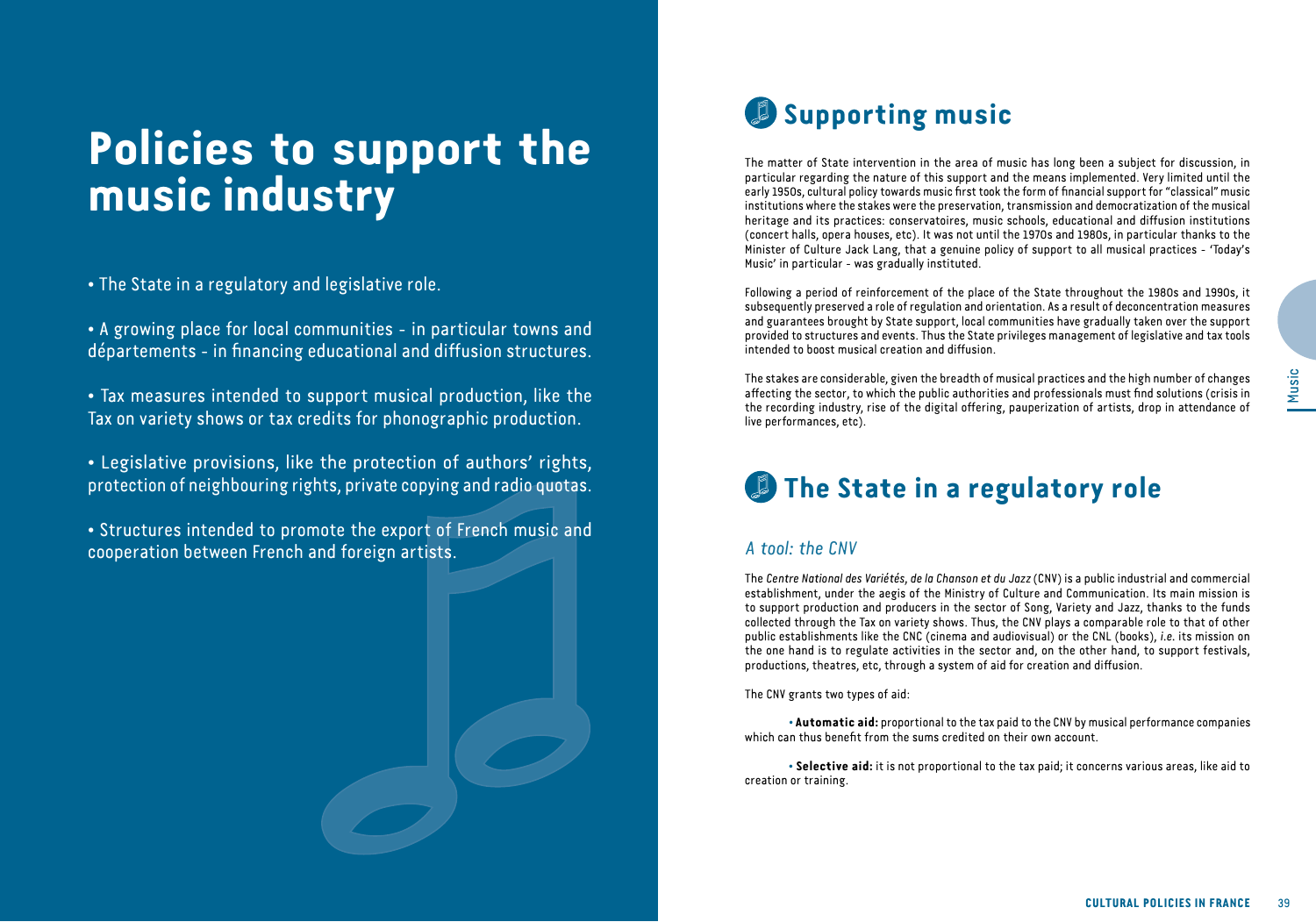# Policies to support the music industry

- The State in a regulatory and legislative role.
- A growing place for local communities - in particular towns and départements - in financing educational and diffusion structures.
- Tax measures intended to support musical production, like the Tax on variety shows or tax credits for phonographic production.
- Legislative provisions, like the protection of authors' rights, protection of neighbouring rights, private copying and radio quotas.
- Structures intended to promote the export of French music and cooperation between French and foreign artists.

## Supporting music

The matter of State intervention in the area of music has long been a subject for discussion, in particular regarding the nature of this support and the means implemented. Very limited until the early 1950s, cultural policy towards music first took the form of financial support for "classical" music institutions where the stakes were the preservation, transmission and democratization of the musical heritage and its practices: conservatoires, music schools, educational and diffusion institutions (concert halls, opera houses, etc). It was not until the 1970s and 1980s, in particular thanks to the Minister of Culture Jack Lang, that a genuine policy of support to all musical practices - 'Today's Music' in particular - was gradually instituted.

Following a period of reinforcement of the place of the State throughout the 1980s and 1990s, it subsequently preserved a role of regulation and orientation. As a result of deconcentration measures and guarantees brought by State support, local communities have gradually taken over the support provided to structures and events. Thus the State privileges management of legislative and tax tools intended to boost musical creation and diffusion.

The stakes are considerable, given the breadth of musical practices and the high number of changes affecting the sector, to which the public authorities and professionals must find solutions (crisis in the recording industry, rise of the digital offering, pauperization of artists, drop in attendance of live performances, etc).

## The State in a regulatory role

### *A tool: the CNV*

The *Centre National des Variétés, de la Chanson et du Jazz* (CNV) is a public industrial and commercial establishment, under the aegis of the Ministry of Culture and Communication. Its main mission is to support production and producers in the sector of Song, Variety and Jazz, thanks to the funds collected through the Tax on variety shows. Thus, the CNV plays a comparable role to that of other public establishments like the CNC (cinema and audiovisual) or the CNL (books), *i.e.* its mission on the one hand is to regulate activities in the sector and, on the other hand, to support festivals, productions, theatres, etc, through a system of aid for creation and diffusion.

The CNV grants two types of aid:

- **Automatic aid:** proportional to the tax paid to the CNV by musical performance companies which can thus benefit from the sums credited on their own account.
- **Selective aid:** it is not proportional to the tax paid; it concerns various areas, like aid to creation or training.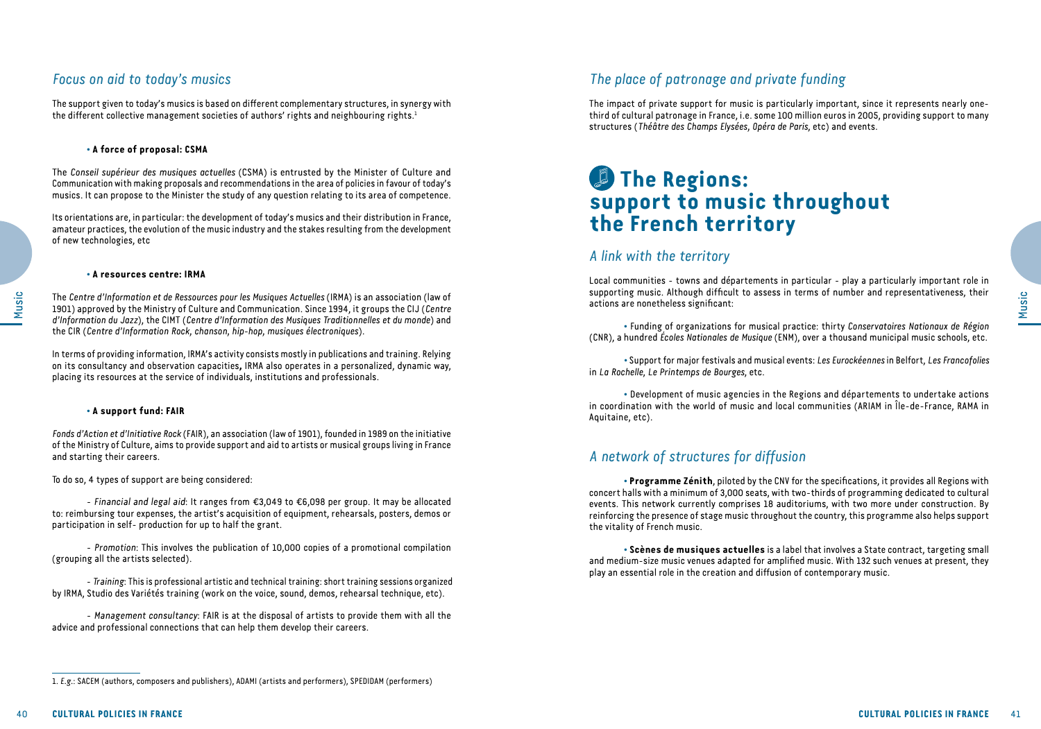## *Focus on aid to today's musics*

The support given to today's musics is based on different complementary structures, in synergy with the different collective management societies of authors' rights and neighbouring rights.[1]

**• A force of proposal: CSMA**

The *Conseil supérieur des musiques actuelles* (CSMA) is entrusted by the Minister of Culture and Communication with making proposals and recommendations in the area of policies in favour of today's musics. It can propose to the Minister the study of any question relating to its area of competence.

Its orientations are, in particular: the development of today's musics and their distribution in France, amateur practices, the evolution of the music industry and the stakes resulting from the development of new technologies, etc

**• A resources centre: IRMA**

The *Centre d'Information et de Ressources pour les Musiques Actuelles* (IRMA) is an association (law of 1901) approved by the Ministry of Culture and Communication. Since 1994, it groups the CIJ (*Centre d'Information du Jazz*), the CIMT (*Centre d'Information des Musiques Traditionnelles et du monde*) and the CIR (*Centre d'Information Rock, chanson, hip-hop, musiques électroniques*).

In terms of providing information, IRMA's activity consists mostly in publications and training. Relying on its consultancy and observation capacities**,** IRMA also operates in a personalized, dynamic way, placing its resources at the service of individuals, institutions and professionals.

**• A support fund: FAIR**

*Fonds d'Action et d'Initiative Rock* (FAIR), an association (law of 1901), founded in 1989 on the initiative of the Ministry of Culture, aims to provide support and aid to artists or musical groups living in France and starting their careers.

To do so, 4 types of support are being considered:

- *Financial and legal aid*: It ranges from €3,049 to €6,098 per group. It may be allocated to: reimbursing tour expenses, the artist's acquisition of equipment, rehearsals, posters, demos or participation in self- production for up to half the grant.

- *Promotion*: This involves the publication of 10,000 copies of a promotional compilation (grouping all the artists selected).

- *Training*: This is professional artistic and technical training: short training sessions organized by IRMA, Studio des Variétés training (work on the voice, sound, demos, rehearsal technique, etc).

- *Management consultancy*: FAIR is at the disposal of artists to provide them with all the advice and professional connections that can help them develop their careers.

[1] *E.g.*: SACEM (authors, composers and publishers), ADAMI (artists and performers), SPEDIDAM (performers)

## *The place of patronage and private funding*

The impact of private support for music is particularly important, since it represents nearly one-third of cultural patronage in France, i.e. some 100 million euros in 2005, providing support to many structures (*Théâtre des Champs Elysées, Opéra de Paris*, etc) and events.

# The Regions: support to music throughout the French territory

## *A link with the territory*

Local communities - towns and départements in particular - play a particularly important role in supporting music. Although difficult to assess in terms of number and representativeness, their actions are nonetheless significant:

• Funding of organizations for musical practice: thirty *Conservatoires Nationaux de Région* (CNR), a hundred *Écoles Nationales de Musique* (ENM), over a thousand municipal music schools, etc.

• Support for major festivals and musical events: *Les Eurockéennes* in Belfort, *Les Francofolies* in *La Rochelle, Le Printemps de Bourges*, etc.

• Development of music agencies in the Regions and départements to undertake actions in coordination with the world of music and local communities (ARIAM in Île-de-France, RAMA in Aquitaine, etc).

## *A network of structures for diffusion*

• **Programme Zénith**, piloted by the CNV for the specifications, it provides all Regions with concert halls with a minimum of 3,000 seats, with two-thirds of programming dedicated to cultural events. This network currently comprises 18 auditoriums, with two more under construction. By reinforcing the presence of stage music throughout the country, this programme also helps support the vitality of French music.

• **Scènes de musiques actuelles** is a label that involves a State contract, targeting small and medium-size music venues adapted for amplified music. With 132 such venues at present, they play an essential role in the creation and diffusion of contemporary music.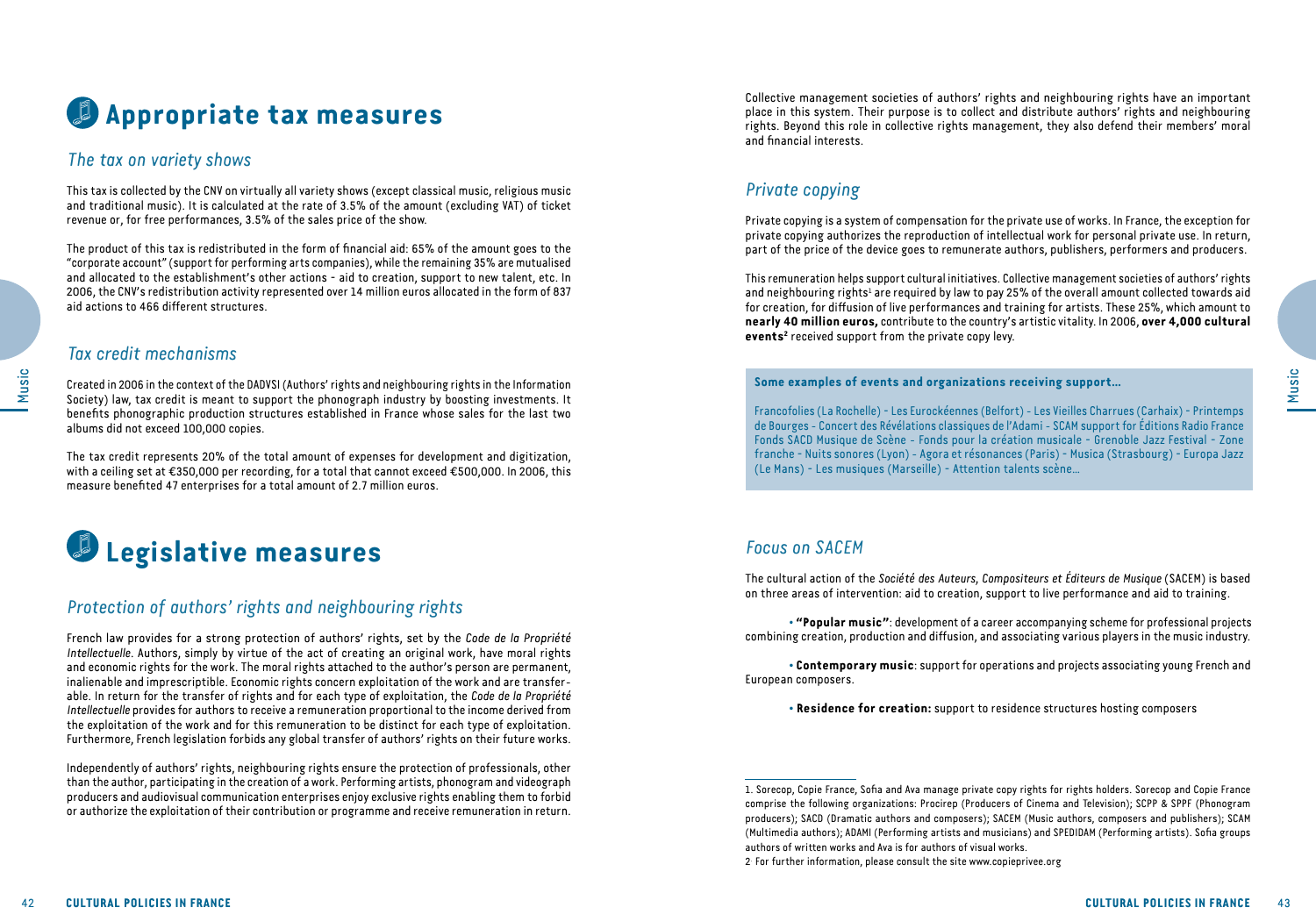# Appropriate tax measures

## *The tax on variety shows*

This tax is collected by the CNV on virtually all variety shows (except classical music, religious music and traditional music). It is calculated at the rate of 3.5% of the amount (excluding VAT) of ticket revenue or, for free performances, 3.5% of the sales price of the show.

The product of this tax is redistributed in the form of financial aid: 65% of the amount goes to the "corporate account" (support for performing arts companies), while the remaining 35% are mutualised and allocated to the establishment's other actions - aid to creation, support to new talent, etc. In 2006, the CNV's redistribution activity represented over 14 million euros allocated in the form of 837 aid actions to 466 different structures.

## *Tax credit mechanisms*

Created in 2006 in the context of the DADVSI (Authors' rights and neighbouring rights in the Information Society) law, tax credit is meant to support the phonograph industry by boosting investments. It benefits phonographic production structures established in France whose sales for the last two albums did not exceed 100,000 copies.

The tax credit represents 20% of the total amount of expenses for development and digitization, with a ceiling set at €350,000 per recording, for a total that cannot exceed €500,000. In 2006, this measure benefited 47 enterprises for a total amount of 2.7 million euros.

# Legislative measures

## *Protection of authors' rights and neighbouring rights*

French law provides for a strong protection of authors' rights, set by the *Code de la Propriété Intellectuelle*. Authors, simply by virtue of the act of creating an original work, have moral rights and economic rights for the work. The moral rights attached to the author's person are permanent, inalienable and imprescriptible. Economic rights concern exploitation of the work and are transferable. In return for the transfer of rights and for each type of exploitation, the *Code de la Propriété Intellectuelle* provides for authors to receive a remuneration proportional to the income derived from the exploitation of the work and for this remuneration to be distinct for each type of exploitation. Furthermore, French legislation forbids any global transfer of authors' rights on their future works.

Independently of authors' rights, neighbouring rights ensure the protection of professionals, other than the author, participating in the creation of a work. Performing artists, phonogram and videograph producers and audiovisual communication enterprises enjoy exclusive rights enabling them to forbid or authorize the exploitation of their contribution or programme and receive remuneration in return.

Collective management societies of authors' rights and neighbouring rights have an important place in this system. Their purpose is to collect and distribute authors' rights and neighbouring rights. Beyond this role in collective rights management, they also defend their members' moral and financial interests.

## *Private copying*

Private copying is a system of compensation for the private use of works. In France, the exception for private copying authorizes the reproduction of intellectual work for personal private use. In return, part of the price of the device goes to remunerate authors, publishers, performers and producers.

This remuneration helps support cultural initiatives. Collective management societies of authors' rights and neighbouring rights[1] are required by law to pay 25% of the overall amount collected towards aid for creation, for diffusion of live performances and training for artists. These 25%, which amount to **nearly 40 million euros,** contribute to the country's artistic vitality. In 2006, **over 4,000 cultural events[2]** received support from the private copy levy.

**Some examples of events and organizations receiving support…**

Francofolies (La Rochelle) - Les Eurockéennes (Belfort) - Les Vieilles Charrues (Carhaix) - Printemps de Bourges - Concert des Révélations classiques de l'Adami - SCAM support for Éditions Radio France Fonds SACD Musique de Scène - Fonds pour la création musicale - Grenoble Jazz Festival - Zone franche - Nuits sonores (Lyon) - Agora et résonances (Paris) - Musica (Strasbourg) - Europa Jazz (Le Mans) - Les musiques (Marseille) - Attention talents scène…

## *Focus on SACEM*

The cultural action of the *Société des Auteurs, Compositeurs et Éditeurs de Musique* (SACEM) is based on three areas of intervention: aid to creation, support to live performance and aid to training.

- **"Popular music"**: development of a career accompanying scheme for professional projects combining creation, production and diffusion, and associating various players in the music industry.
- **Contemporary music**: support for operations and projects associating young French and European composers.
- **Residence for creation:** support to residence structures hosting composers

---

1. Sorecop, Copie France, Sofia and Ava manage private copy rights for rights holders. Sorecop and Copie France comprise the following organizations: Procirep (Producers of Cinema and Television); SCPP & SPPF (Phonogram producers); SACD (Dramatic authors and composers); SACEM (Music authors, composers and publishers); SCAM (Multimedia authors); ADAMI (Performing artists and musicians) and SPEDIDAM (Performing artists). Sofia groups authors of written works and Ava is for authors of visual works.

2 For further information, please consult the site www.copieprivee.org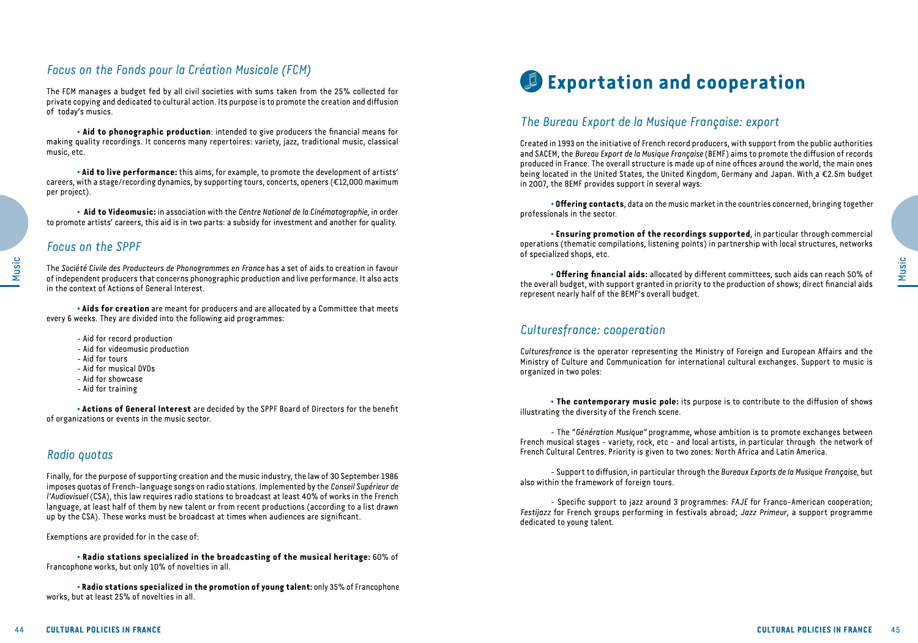## *Focus on the Fonds pour la Création Musicale (FCM)*

The FCM manages a budget fed by all civil societies with sums taken from the 25% collected for private copying and dedicated to cultural action. Its purpose is to promote the creation and diffusion of today's musics.

• **Aid to phonographic production**: intended to give producers the financial means for making quality recordings. It concerns many repertoires: variety, jazz, traditional music, classical music, etc.

• **Aid to live performance:** this aims, for example, to promote the development of artists' careers, with a stage/recording dynamics, by supporting tours, concerts, openers (€12,000 maximum per project).

• **Aid to Videomusic:** in association with the *Centre National de la Cinématographie*, in order to promote artists' careers, this aid is in two parts: a subsidy for investment and another for quality.

## *Focus on the SPPF*

The *Société Civile des Producteurs de Phonogrammes en France* has a set of aids to creation in favour of independent producers that concerns phonographic production and live performance. It also acts in the context of Actions of General Interest.

• **Aids for creation** are meant for producers and are allocated by a Committee that meets every 6 weeks. They are divided into the following aid programmes:

- Aid for record production
- Aid for videomusic production
- Aid for tours
- Aid for musical DVDs
- Aid for showcase
- Aid for training

• **Actions of General Interest** are decided by the SPPF Board of Directors for the benefit of organizations or events in the music sector.

## *Radio quotas*

Finally, for the purpose of supporting creation and the music industry, the law of 30 September 1986 imposes quotas of French-language songs on radio stations. Implemented by the *Conseil Supérieur de l'Audiovisuel* (CSA), this law requires radio stations to broadcast at least 40% of works in the French language, at least half of them by new talent or from recent productions (according to a list drawn up by the CSA). These works must be broadcast at times when audiences are significant.

Exemptions are provided for in the case of:

• **Radio stations specialized in the broadcasting of the musical heritage:** 60% of Francophone works, but only 10% of novelties in all.

• **Radio stations specialized in the promotion of young talent:** only 35% of Francophone works, but at least 25% of novelties in all.

# Exportation and cooperation

## *The Bureau Export de la Musique Française: export*

Created in 1993 on the initiative of French record producers, with support from the public authorities and SACEM, the *Bureau Export de la Musique Française* (BEMF) aims to promote the diffusion of records produced in France. The overall structure is made up of nine offices around the world, the main ones being located in the United States, the United Kingdom, Germany and Japan. With a €2.5m budget in 2007, the BEMF provides support in several ways:

• **Offering contacts**, data on the music market in the countries concerned, bringing together professionals in the sector.

• **Ensuring promotion of the recordings supported**, in particular through commercial operations (thematic compilations, listening points) in partnership with local structures, networks of specialized shops, etc.

• **Offering financial aids:** allocated by different committees, such aids can reach 50% of the overall budget, with support granted in priority to the production of shows; direct financial aids represent nearly half of the BEMF's overall budget.

## *Culturesfrance: cooperation*

*Culturesfrance* is the operator representing the Ministry of Foreign and European Affairs and the Ministry of Culture and Communication for international cultural exchanges. Support to music is organized in two poles:

• **The contemporary music pole:** its purpose is to contribute to the diffusion of shows illustrating the diversity of the French scene.

- The "*Génération Musique*" programme, whose ambition is to promote exchanges between French musical stages - variety, rock, etc - and local artists, in particular through the network of French Cultural Centres. Priority is given to two zones: North Africa and Latin America.

- Support to diffusion, in particular through the *Bureaux Exports de la Musique Française*, but also within the framework of foreign tours.

- Specific support to jazz around 3 programmes: *FAJE* for Franco-American cooperation; *Festijazz* for French groups performing in festivals abroad; *Jazz Primeur*, a support programme dedicated to young talent.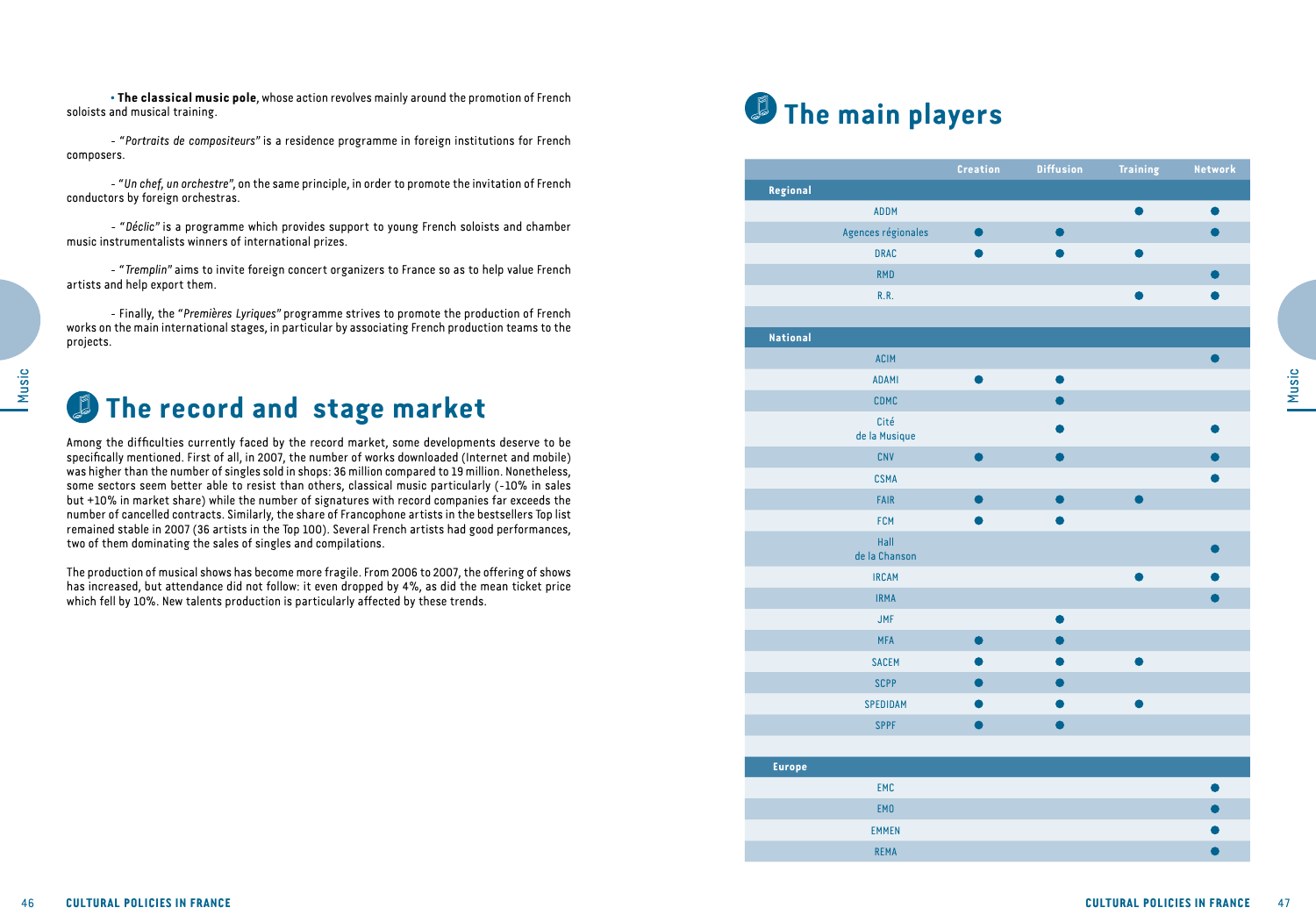• **The classical music pole**, whose action revolves mainly around the promotion of French soloists and musical training.

- "*Portraits de compositeurs*" is a residence programme in foreign institutions for French composers.

- "*Un chef, un orchestre*", on the same principle, in order to promote the invitation of French conductors by foreign orchestras.

- "*Déclic*" is a programme which provides support to young French soloists and chamber music instrumentalists winners of international prizes.

- "*Tremplin*" aims to invite foreign concert organizers to France so as to help value French artists and help export them.

- Finally, the "*Premières Lyriques*" programme strives to promote the production of French works on the main international stages, in particular by associating French production teams to the projects.

# The record and stage market

Among the difficulties currently faced by the record market, some developments deserve to be specifically mentioned. First of all, in 2007, the number of works downloaded (Internet and mobile) was higher than the number of singles sold in shops: 36 million compared to 19 million. Nonetheless, some sectors seem better able to resist than others, classical music particularly (-10% in sales but +10% in market share) while the number of signatures with record companies far exceeds the number of cancelled contracts. Similarly, the share of Francophone artists in the bestsellers Top list remained stable in 2007 (36 artists in the Top 100). Several French artists had good performances, two of them dominating the sales of singles and compilations.

The production of musical shows has become more fragile. From 2006 to 2007, the offering of shows has increased, but attendance did not follow: it even dropped by 4%, as did the mean ticket price which fell by 10%. New talents production is particularly affected by these trends.

# The main players

| | Creation | Diffusion | Training | Network |
|---|---|---|---|---|
| **Regional** | | | | |
| ADDM | | | ● | ● |
| Agences régionales | ● | ● | | ● |
| DRAC | ● | ● | ● | |
| RMD | | | | ● |
| R.R. | | | ● | ● |
| **National** | | | | |
| ACIM | | | | ● |
| ADAMI | ● | ● | | |
| CDMC | | ● | | |
| Cité de la Musique | | ● | | ● |
| CNV | ● | ● | | ● |
| CSMA | | | | ● |
| FAIR | ● | ● | ● | |
| FCM | ● | ● | | |
| Hall de la Chanson | | | | ● |
| IRCAM | | | ● | ● |
| IRMA | | | | ● |
| JMF | | ● | | |
| MFA | ● | ● | | |
| SACEM | ● | ● | ● | |
| SCPP | ● | ● | | |
| SPEDIDAM | ● | ● | ● | |
| SPPF | ● | ● | | |
| **Europe** | | | | |
| EMC | | | | ● |
| EMO | | | | ● |
| EMMEN | | | | ● |
| REMA | | | | ● |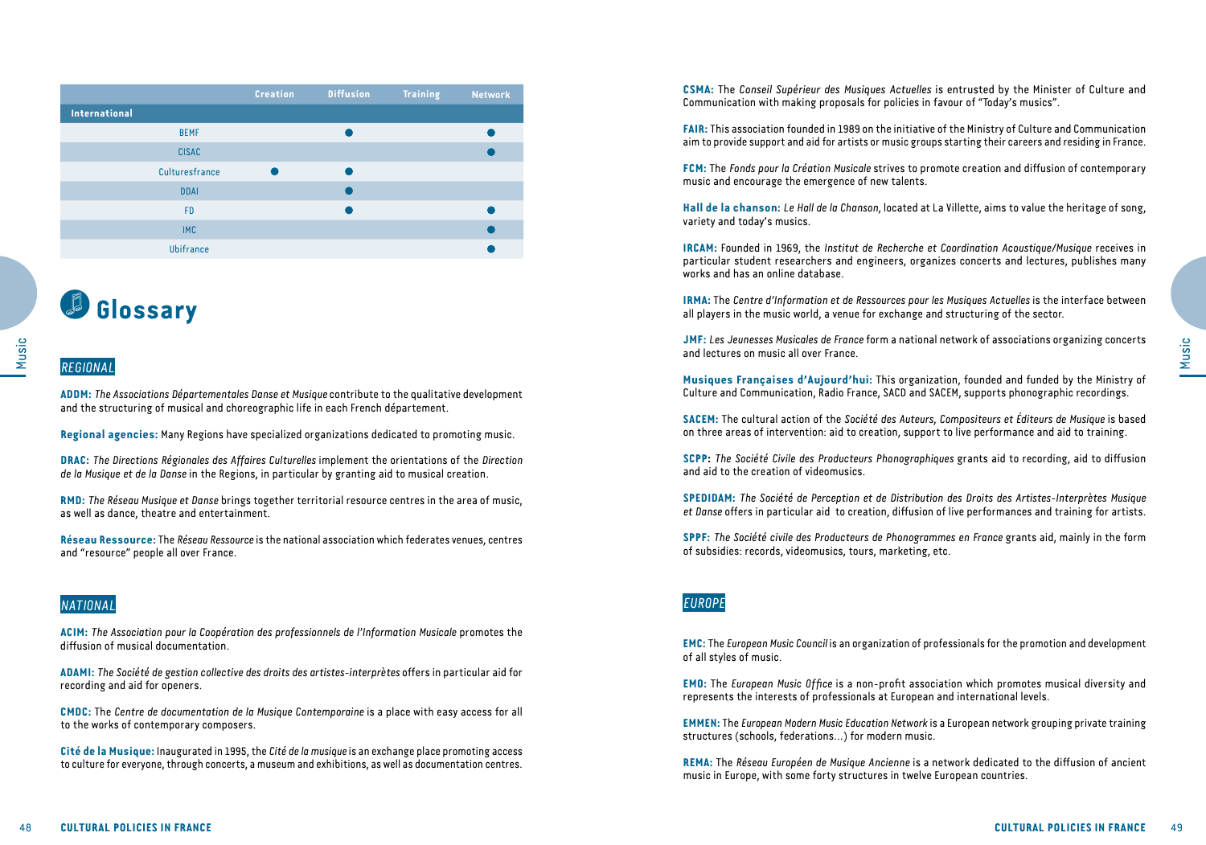| | Creation | Diffusion | Training | Network |
|---|---|---|---|---|
| **International** | | | | |
| BEMF | | ● | | ● |
| CISAC | | | | ● |
| Culturesfrance | ● | ● | | |
| DDAI | | ● | | |
| FD | | ● | | ● |
| IMC | | | | ● |
| Ubifrance | | | | ● |

# Glossary

## *REGIONAL*

**ADDM:** *The Associations Départementales Danse et Musique* contribute to the qualitative development and the structuring of musical and choreographic life in each French département.

**Regional agencies:** Many Regions have specialized organizations dedicated to promoting music.

**DRAC:** *The Directions Régionales des Affaires Culturelles* implement the orientations of the *Direction de la Musique et de la Danse* in the Regions, in particular by granting aid to musical creation.

**RMD:** *The Réseau Musique et Danse* brings together territorial resource centres in the area of music, as well as dance, theatre and entertainment.

**Réseau Ressource:** The *Réseau Ressource* is the national association which federates venues, centres and "resource" people all over France.

## *NATIONAL*

**ACIM:** *The Association pour la Coopération des professionnels de l'Information Musicale* promotes the diffusion of musical documentation.

**ADAMI:** *The Société de gestion collective des droits des artistes-interprètes* offers in particular aid for recording and aid for openers.

**CMDC:** The *Centre de documentation de la Musique Contemporaine* is a place with easy access for all to the works of contemporary composers.

**Cité de la Musique:** Inaugurated in 1995, the *Cité de la musique* is an exchange place promoting access to culture for everyone, through concerts, a museum and exhibitions, as well as documentation centres.

**CSMA:** The *Conseil Supérieur des Musiques Actuelles* is entrusted by the Minister of Culture and Communication with making proposals for policies in favour of "Today's musics".

**FAIR:** This association founded in 1989 on the initiative of the Ministry of Culture and Communication aim to provide support and aid for artists or music groups starting their careers and residing in France.

**FCM:** The *Fonds pour la Création Musicale* strives to promote creation and diffusion of contemporary music and encourage the emergence of new talents.

**Hall de la chanson:** *Le Hall de la Chanson*, located at La Villette, aims to value the heritage of song, variety and today's musics.

**IRCAM:** Founded in 1969, the *Institut de Recherche et Coordination Acoustique/Musique* receives in particular student researchers and engineers, organizes concerts and lectures, publishes many works and has an online database.

**IRMA:** The *Centre d'Information et de Ressources pour les Musiques Actuelles* is the interface between all players in the music world, a venue for exchange and structuring of the sector.

**JMF:** *Les Jeunesses Musicales de France* form a national network of associations organizing concerts and lectures on music all over France.

**Musiques Françaises d'Aujourd'hui:** This organization, founded and funded by the Ministry of Culture and Communication, Radio France, SACD and SACEM, supports phonographic recordings.

**SACEM:** The cultural action of the *Société des Auteurs, Compositeurs et Éditeurs de Musique* is based on three areas of intervention: aid to creation, support to live performance and aid to training.

**SCPP:** *The Société Civile des Producteurs Phonographiques* grants aid to recording, aid to diffusion and aid to the creation of videomusics.

**SPEDIDAM:** *The Société de Perception et de Distribution des Droits des Artistes-Interprètes Musique et Danse* offers in particular aid to creation, diffusion of live performances and training for artists.

**SPPF:** *The Société civile des Producteurs de Phonogrammes en France* grants aid, mainly in the form of subsidies: records, videomusics, tours, marketing, etc.

## *EUROPE*

**EMC:** The *European Music Council* is an organization of professionals for the promotion and development of all styles of music.

**EMO:** The *European Music Office* is a non-profit association which promotes musical diversity and represents the interests of professionals at European and international levels.

**EMMEN:** The *European Modern Music Education Network* is a European network grouping private training structures (schools, federations...) for modern music.

**REMA:** The *Réseau Européen de Musique Ancienne* is a network dedicated to the diffusion of ancient music in Europe, with some forty structures in twelve European countries.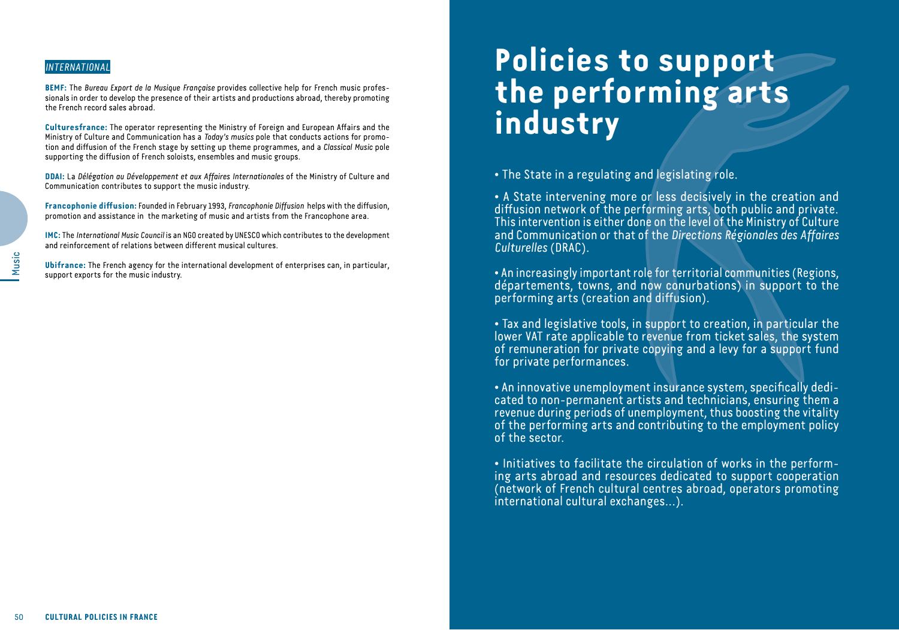*INTERNATIONAL*

**BEMF:** The *Bureau Export de la Musique Française* provides collective help for French music professionals in order to develop the presence of their artists and productions abroad, thereby promoting the French record sales abroad.

**Culturesfrance:** The operator representing the Ministry of Foreign and European Affairs and the Ministry of Culture and Communication has a *Today's musics* pole that conducts actions for promotion and diffusion of the French stage by setting up theme programmes, and a *Classical Music* pole supporting the diffusion of French soloists, ensembles and music groups.

**DDAI:** La *Délégation au Développement et aux Affaires Internationales* of the Ministry of Culture and Communication contributes to support the music industry.

**Francophonie diffusion:** Founded in February 1993, *Francophonie Diffusion* helps with the diffusion, promotion and assistance in the marketing of music and artists from the Francophone area.

**IMC:** The *International Music Council* is an NGO created by UNESCO which contributes to the development and reinforcement of relations between different musical cultures.

**Ubifrance:** The French agency for the international development of enterprises can, in particular, support exports for the music industry.

# Policies to support the performing arts industry

- The State in a regulating and legislating role.

- A State intervening more or less decisively in the creation and diffusion network of the performing arts, both public and private. This intervention is either done on the level of the Ministry of Culture and Communication or that of the *Directions Régionales des Affaires Culturelles* (DRAC).

- An increasingly important role for territorial communities (Regions, départements, towns, and now conurbations) in support to the performing arts (creation and diffusion).

- Tax and legislative tools, in support to creation, in particular the lower VAT rate applicable to revenue from ticket sales, the system of remuneration for private copying and a levy for a support fund for private performances.

- An innovative unemployment insurance system, specifically dedicated to non-permanent artists and technicians, ensuring them a revenue during periods of unemployment, thus boosting the vitality of the performing arts and contributing to the employment policy of the sector.

- Initiatives to facilitate the circulation of works in the performing arts abroad and resources dedicated to support cooperation (network of French cultural centres abroad, operators promoting international cultural exchanges...).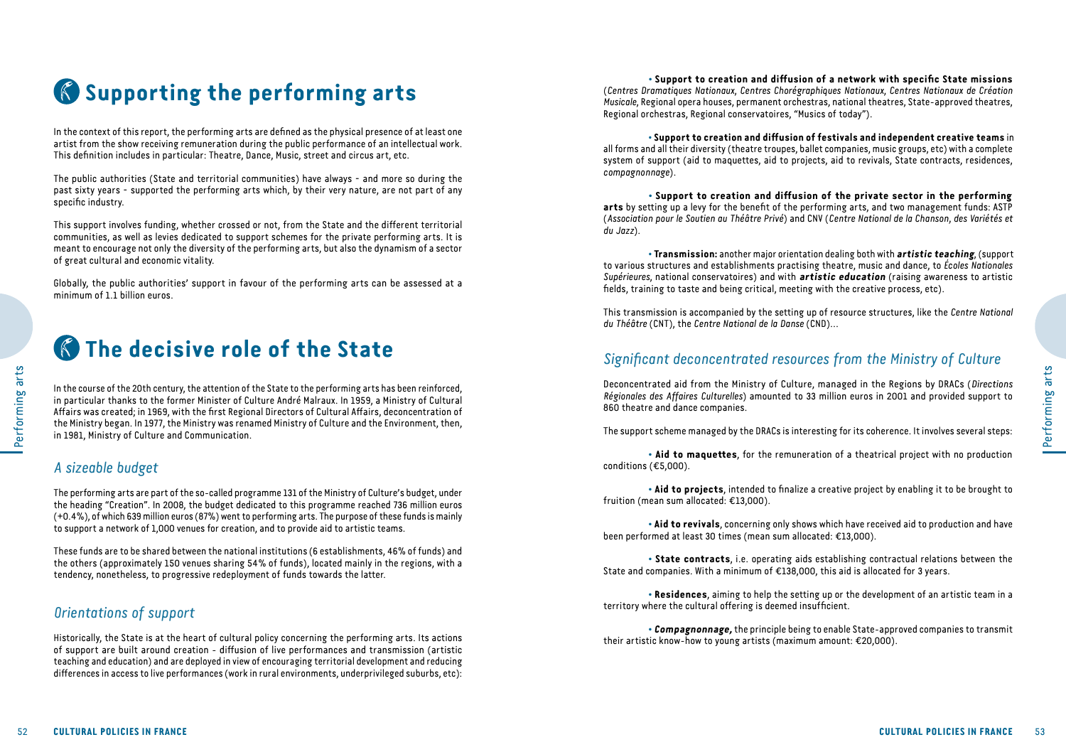# Supporting the performing arts

In the context of this report, the performing arts are defined as the physical presence of at least one artist from the show receiving remuneration during the public performance of an intellectual work. This definition includes in particular: Theatre, Dance, Music, street and circus art, etc.

The public authorities (State and territorial communities) have always - and more so during the past sixty years - supported the performing arts which, by their very nature, are not part of any specific industry.

This support involves funding, whether crossed or not, from the State and the different territorial communities, as well as levies dedicated to support schemes for the private performing arts. It is meant to encourage not only the diversity of the performing arts, but also the dynamism of a sector of great cultural and economic vitality.

Globally, the public authorities' support in favour of the performing arts can be assessed at a minimum of 1.1 billion euros.

# The decisive role of the State

In the course of the 20th century, the attention of the State to the performing arts has been reinforced, in particular thanks to the former Minister of Culture André Malraux. In 1959, a Ministry of Cultural Affairs was created; in 1969, with the first Regional Directors of Cultural Affairs, deconcentration of the Ministry began. In 1977, the Ministry was renamed Ministry of Culture and the Environment, then, in 1981, Ministry of Culture and Communication.

## *A sizeable budget*

The performing arts are part of the so-called programme 131 of the Ministry of Culture's budget, under the heading "Creation". In 2008, the budget dedicated to this programme reached 736 million euros (+0.4%), of which 639 million euros (87%) went to performing arts. The purpose of these funds is mainly to support a network of 1,000 venues for creation, and to provide aid to artistic teams.

These funds are to be shared between the national institutions (6 establishments, 46% of funds) and the others (approximately 150 venues sharing 54% of funds), located mainly in the regions, with a tendency, nonetheless, to progressive redeployment of funds towards the latter.

## *Orientations of support*

Historically, the State is at the heart of cultural policy concerning the performing arts. Its actions of support are built around creation - diffusion of live performances and transmission (artistic teaching and education) and are deployed in view of encouraging territorial development and reducing differences in access to live performances (work in rural environments, underprivileged suburbs, etc):

- **Support to creation and diffusion of a network with specific State missions** (*Centres Dramatiques Nationaux, Centres Chorégraphiques Nationaux, Centres Nationaux de Création Musicale*, Regional opera houses, permanent orchestras, national theatres, State-approved theatres, Regional orchestras, Regional conservatoires, "Musics of today").

- **Support to creation and diffusion of festivals and independent creative teams** in all forms and all their diversity (theatre troupes, ballet companies, music groups, etc) with a complete system of support (aid to maquettes, aid to projects, aid to revivals, State contracts, residences, *compagnonnage*).

- **Support to creation and diffusion of the private sector in the performing arts** by setting up a levy for the benefit of the performing arts, and two management funds: ASTP (*Association pour le Soutien au Théâtre Privé*) and CNV (*Centre National de la Chanson, des Variétés et du Jazz*).

- **Transmission:** another major orientation dealing both with ***artistic teaching***, (support to various structures and establishments practising theatre, music and dance, to *Écoles Nationales Supérieures*, national conservatoires) and with ***artistic education*** (raising awareness to artistic fields, training to taste and being critical, meeting with the creative process, etc).

This transmission is accompanied by the setting up of resource structures, like the *Centre National du Théâtre* (CNT), the *Centre National de la Danse* (CND)...

## *Significant deconcentrated resources from the Ministry of Culture*

Deconcentrated aid from the Ministry of Culture, managed in the Regions by DRACs (*Directions Régionales des Affaires Culturelles*) amounted to 33 million euros in 2001 and provided support to 860 theatre and dance companies.

The support scheme managed by the DRACs is interesting for its coherence. It involves several steps:

- **Aid to maquettes**, for the remuneration of a theatrical project with no production conditions (€5,000).

- **Aid to projects**, intended to finalize a creative project by enabling it to be brought to fruition (mean sum allocated: €13,000).

- **Aid to revivals**, concerning only shows which have received aid to production and have been performed at least 30 times (mean sum allocated: €13,000).

- **State contracts**, i.e. operating aids establishing contractual relations between the State and companies. With a minimum of €138,000, this aid is allocated for 3 years.

- **Residences**, aiming to help the setting up or the development of an artistic team in a territory where the cultural offering is deemed insufficient.

- ***Compagnonnage,*** the principle being to enable State-approved companies to transmit their artistic know-how to young artists (maximum amount: €20,000).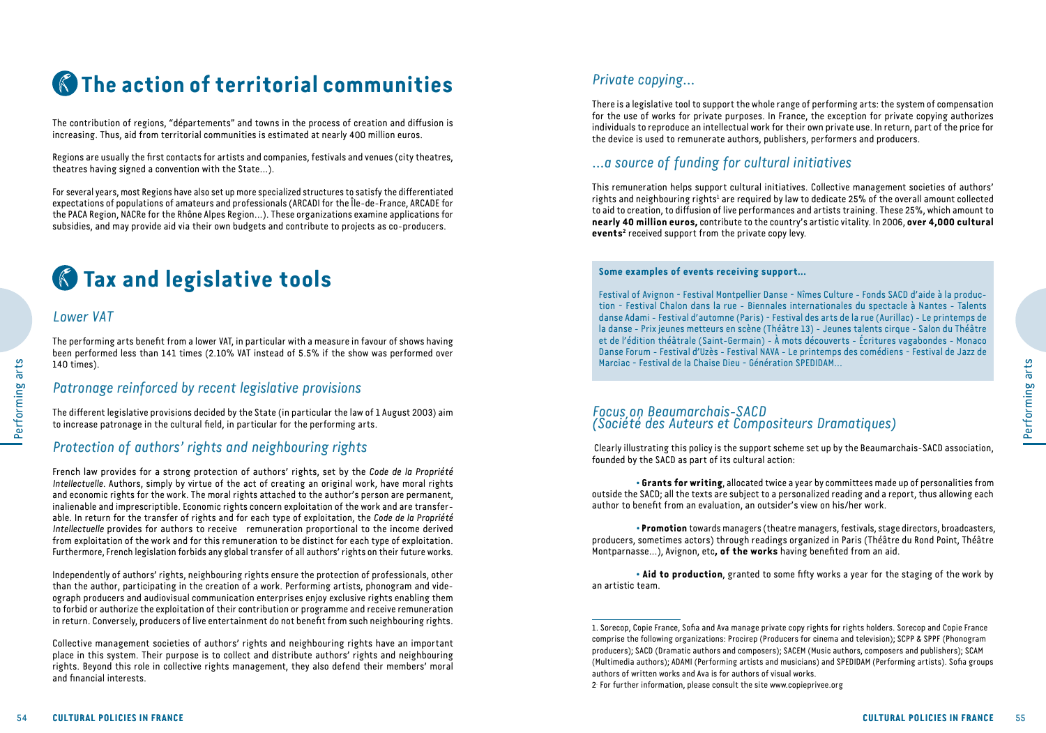# The action of territorial communities

The contribution of regions, "départements" and towns in the process of creation and diffusion is increasing. Thus, aid from territorial communities is estimated at nearly 400 million euros.

Regions are usually the first contacts for artists and companies, festivals and venues (city theatres, theatres having signed a convention with the State...).

For several years, most Regions have also set up more specialized structures to satisfy the differentiated expectations of populations of amateurs and professionals (ARCADI for the Île-de-France, ARCADE for the PACA Region, NACRe for the Rhône Alpes Region...). These organizations examine applications for subsidies, and may provide aid via their own budgets and contribute to projects as co-producers.

# Tax and legislative tools

## *Lower VAT*

The performing arts benefit from a lower VAT, in particular with a measure in favour of shows having been performed less than 141 times (2.10% VAT instead of 5.5% if the show was performed over 140 times).

## *Patronage reinforced by recent legislative provisions*

The different legislative provisions decided by the State (in particular the law of 1 August 2003) aim to increase patronage in the cultural field, in particular for the performing arts.

## *Protection of authors' rights and neighbouring rights*

French law provides for a strong protection of authors' rights, set by the *Code de la Propriété Intellectuelle*. Authors, simply by virtue of the act of creating an original work, have moral rights and economic rights for the work. The moral rights attached to the author's person are permanent, inalienable and imprescriptible. Economic rights concern exploitation of the work and are transferable. In return for the transfer of rights and for each type of exploitation, the *Code de la Propriété Intellectuelle* provides for authors to receive remuneration proportional to the income derived from exploitation of the work and for this remuneration to be distinct for each type of exploitation. Furthermore, French legislation forbids any global transfer of all authors' rights on their future works.

Independently of authors' rights, neighbouring rights ensure the protection of professionals, other than the author, participating in the creation of a work. Performing artists, phonogram and videograph producers and audiovisual communication enterprises enjoy exclusive rights enabling them to forbid or authorize the exploitation of their contribution or programme and receive remuneration in return. Conversely, producers of live entertainment do not benefit from such neighbouring rights.

Collective management societies of authors' rights and neighbouring rights have an important place in this system. Their purpose is to collect and distribute authors' rights and neighbouring rights. Beyond this role in collective rights management, they also defend their members' moral and financial interests.

## *Private copying...*

There is a legislative tool to support the whole range of performing arts: the system of compensation for the use of works for private purposes. In France, the exception for private copying authorizes individuals to reproduce an intellectual work for their own private use. In return, part of the price for the device is used to remunerate authors, publishers, performers and producers.

## *...a source of funding for cultural initiatives*

This remuneration helps support cultural initiatives. Collective management societies of authors' rights and neighbouring rights[1] are required by law to dedicate 25% of the overall amount collected to aid to creation, to diffusion of live performances and artists training. These 25%, which amount to **nearly 40 million euros,** contribute to the country's artistic vitality. In 2006, **over 4,000 cultural events**[2] received support from the private copy levy.

**Some examples of events receiving support...**

Festival of Avignon - Festival Montpellier Danse - Nîmes Culture - Fonds SACD d'aide à la production - Festival Chalon dans la rue - Biennales internationales du spectacle à Nantes - Talents danse Adami - Festival d'automne (Paris) - Festival des arts de la rue (Aurillac) - Le printemps de la danse - Prix jeunes metteurs en scène (Théâtre 13) - Jeunes talents cirque - Salon du Théâtre et de l'édition théâtrale (Saint-Germain) - À mots découverts - Écritures vagabondes - Monaco Danse Forum - Festival d'Uzès - Festival NAVA - Le printemps des comédiens - Festival de Jazz de Marciac - Festival de la Chaise Dieu - Génération SPEDIDAM...

## *Focus on Beaumarchais-SACD (Société des Auteurs et Compositeurs Dramatiques)*

Clearly illustrating this policy is the support scheme set up by the Beaumarchais-SACD association, founded by the SACD as part of its cultural action:

- **Grants for writing**, allocated twice a year by committees made up of personalities from outside the SACD; all the texts are subject to a personalized reading and a report, thus allowing each author to benefit from an evaluation, an outsider's view on his/her work.

- **Promotion** towards managers (theatre managers, festivals, stage directors, broadcasters, producers, sometimes actors) through readings organized in Paris (Théâtre du Rond Point, Théâtre Montparnasse...), Avignon, etc**, of the works** having benefited from an aid.

- **Aid to production**, granted to some fifty works a year for the staging of the work by an artistic team.

---

1. Sorecop, Copie France, Sofia and Ava manage private copy rights for rights holders. Sorecop and Copie France comprise the following organizations: Procirep (Producers for cinema and television); SCPP & SPPF (Phonogram producers); SACD (Dramatic authors and composers); SACEM (Music authors, composers and publishers); SCAM (Multimedia authors); ADAMI (Performing artists and musicians) and SPEDIDAM (Performing artists). Sofia groups authors of written works and Ava is for authors of visual works.

2 For further information, please consult the site www.copieprivee.org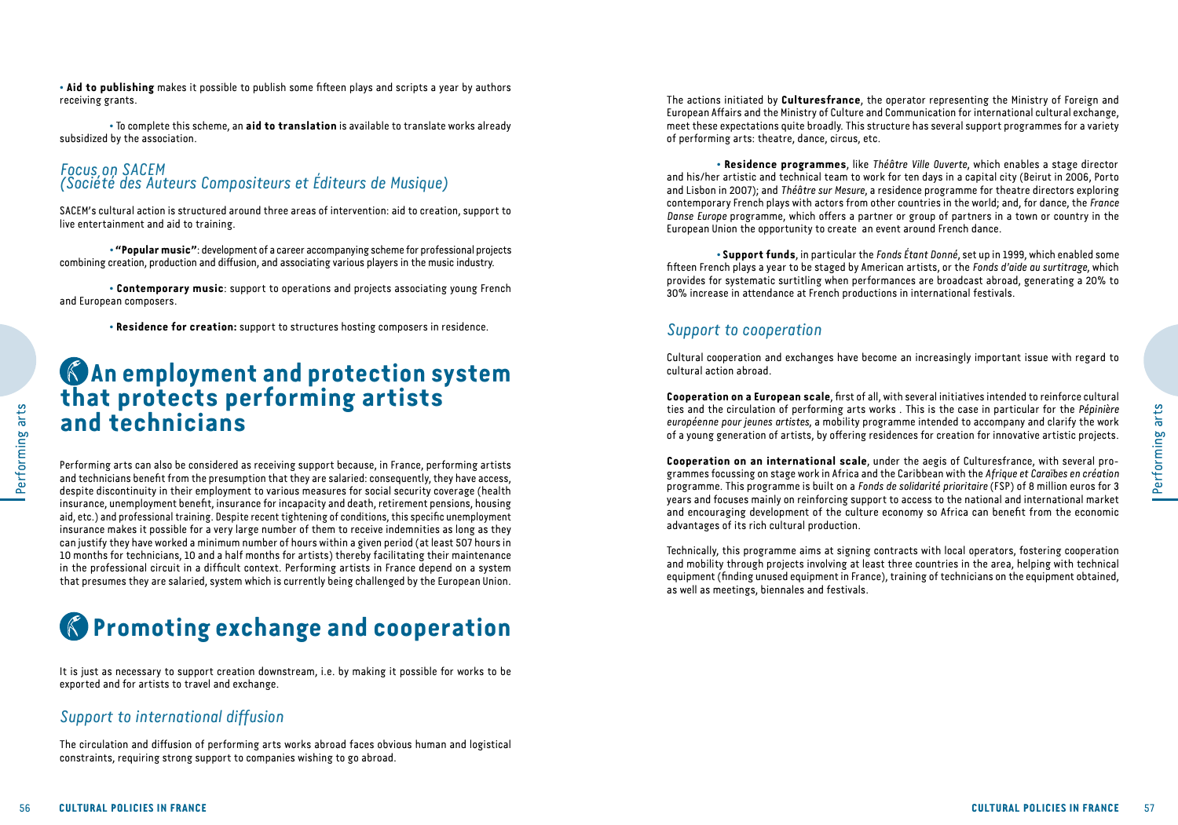• **Aid to publishing** makes it possible to publish some fifteen plays and scripts a year by authors receiving grants.

• To complete this scheme, an **aid to translation** is available to translate works already subsidized by the association.

### *Focus on SACEM (Société des Auteurs Compositeurs et Éditeurs de Musique)*

SACEM's cultural action is structured around three areas of intervention: aid to creation, support to live entertainment and aid to training.

• **"Popular music"**: development of a career accompanying scheme for professional projects combining creation, production and diffusion, and associating various players in the music industry.

• **Contemporary music**: support to operations and projects associating young French and European composers.

• **Residence for creation:** support to structures hosting composers in residence.

## An employment and protection system that protects performing artists and technicians

Performing arts can also be considered as receiving support because, in France, performing artists and technicians benefit from the presumption that they are salaried: consequently, they have access, despite discontinuity in their employment to various measures for social security coverage (health insurance, unemployment benefit, insurance for incapacity and death, retirement pensions, housing aid, etc.) and professional training. Despite recent tightening of conditions, this specific unemployment insurance makes it possible for a very large number of them to receive indemnities as long as they can justify they have worked a minimum number of hours within a given period (at least 507 hours in 10 months for technicians, 10 and a half months for artists) thereby facilitating their maintenance in the professional circuit in a difficult context. Performing artists in France depend on a system that presumes they are salaried, system which is currently being challenged by the European Union.

## Promoting exchange and cooperation

It is just as necessary to support creation downstream, i.e. by making it possible for works to be exported and for artists to travel and exchange.

### *Support to international diffusion*

The circulation and diffusion of performing arts works abroad faces obvious human and logistical constraints, requiring strong support to companies wishing to go abroad.

The actions initiated by **Culturesfrance**, the operator representing the Ministry of Foreign and European Affairs and the Ministry of Culture and Communication for international cultural exchange, meet these expectations quite broadly. This structure has several support programmes for a variety of performing arts: theatre, dance, circus, etc.

• **Residence programmes**, like *Théâtre Ville Ouverte*, which enables a stage director and his/her artistic and technical team to work for ten days in a capital city (Beirut in 2006, Porto and Lisbon in 2007); and *Théâtre sur Mesure*, a residence programme for theatre directors exploring contemporary French plays with actors from other countries in the world; and, for dance, the *France Danse Europe* programme, which offers a partner or group of partners in a town or country in the European Union the opportunity to create an event around French dance.

• **Support funds**, in particular the *Fonds Étant Donné*, set up in 1999, which enabled some fifteen French plays a year to be staged by American artists, or the *Fonds d'aide au surtitrage*, which provides for systematic surtitling when performances are broadcast abroad, generating a 20% to 30% increase in attendance at French productions in international festivals.

### *Support to cooperation*

Cultural cooperation and exchanges have become an increasingly important issue with regard to cultural action abroad.

**Cooperation on a European scale**, first of all, with several initiatives intended to reinforce cultural ties and the circulation of performing arts works . This is the case in particular for the *Pépinière européenne pour jeunes artistes*, a mobility programme intended to accompany and clarify the work of a young generation of artists, by offering residences for creation for innovative artistic projects.

**Cooperation on an international scale**, under the aegis of Culturesfrance, with several programmes focussing on stage work in Africa and the Caribbean with the *Afrique et Caraïbes en création* programme. This programme is built on a *Fonds de solidarité prioritaire* (FSP) of 8 million euros for 3 years and focuses mainly on reinforcing support to access to the national and international market and encouraging development of the culture economy so Africa can benefit from the economic advantages of its rich cultural production.

Technically, this programme aims at signing contracts with local operators, fostering cooperation and mobility through projects involving at least three countries in the area, helping with technical equipment (finding unused equipment in France), training of technicians on the equipment obtained, as well as meetings, biennales and festivals.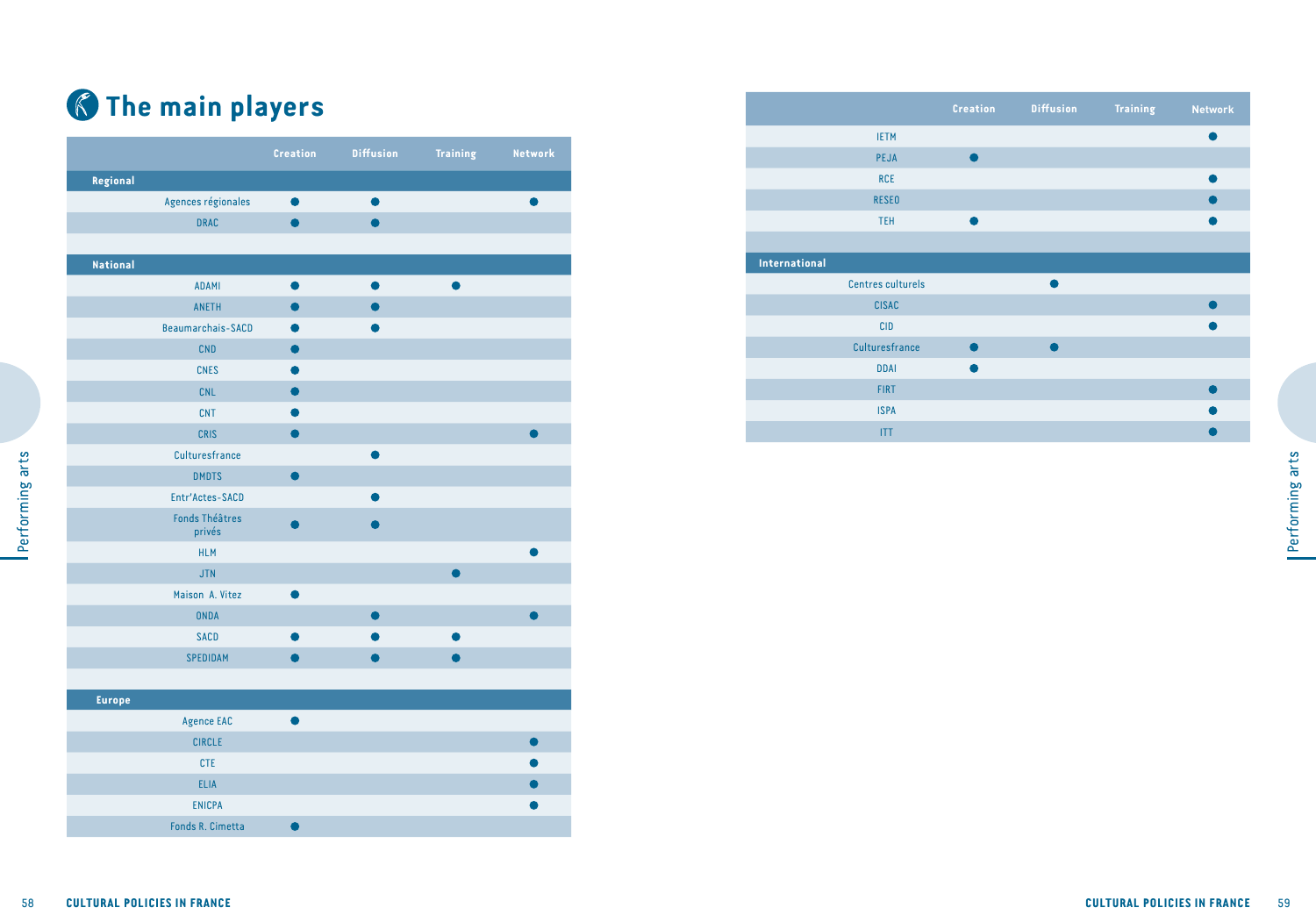# The main players

| | Creation | Diffusion | Training | Network |
|---|---|---|---|---|
| **Regional** | | | | |
| Agences régionales | ● | ● | | ● |
| DRAC | ● | ● | | |
| **National** | | | | |
| ADAMI | ● | ● | ● | |
| ANETH | ● | ● | | |
| Beaumarchais-SACD | ● | ● | | |
| CND | ● | | | |
| CNES | ● | | | |
| CNL | ● | | | |
| CNT | ● | | | |
| CRIS | ● | | | ● |
| Culturesfrance | | ● | | |
| DMDTS | ● | | | |
| Entr'Actes-SACD | | ● | | |
| Fonds Théâtres privés | ● | ● | | |
| HLM | | | | ● |
| JTN | | | ● | |
| Maison A. Vitez | ● | | | |
| ONDA | | ● | | ● |
| SACD | ● | ● | ● | |
| SPEDIDAM | ● | ● | ● | |
| **Europe** | | | | |
| Agence EAC | ● | | | |
| CIRCLE | | | | ● |
| CTE | | | | ● |
| ELIA | | | | ● |
| ENICPA | | | | ● |
| Fonds R. Cimetta | ● | | | |
| IETM | | | | ● |
| PEJA | ● | | | |
| RCE | | | | ● |
| RESEO | | | | ● |
| TEH | ● | | | ● |
| **International** | | | | |
| Centres culturels | | ● | | |
| CISAC | | | | ● |
| CID | | | | ● |
| Culturesfrance | ● | ● | | |
| DDAI | ● | | | |
| FIRT | | | | ● |
| ISPA | | | | ● |
| ITT | | | | ● |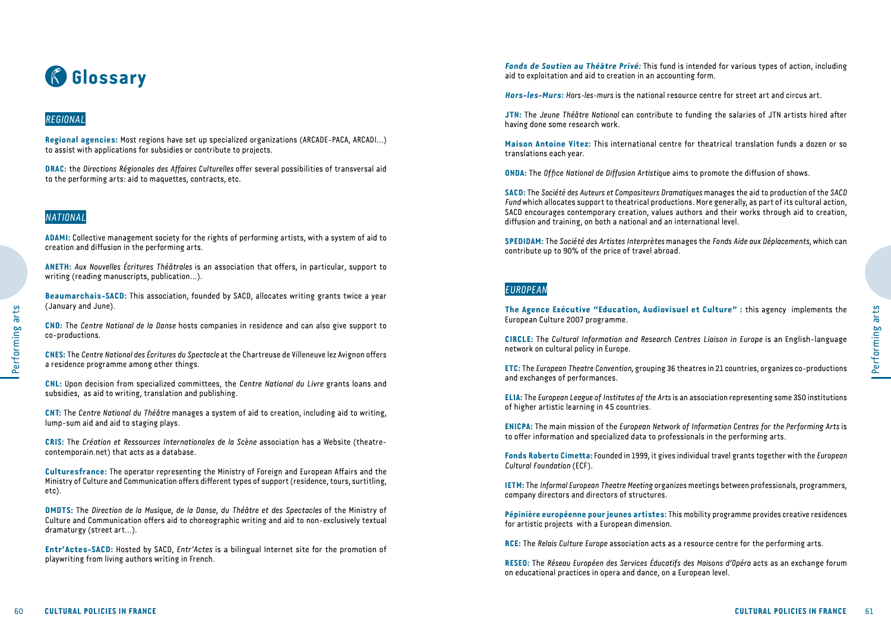# Glossary

## REGIONAL

**Regional agencies:** Most regions have set up specialized organizations (ARCADE-PACA, ARCADI...) to assist with applications for subsidies or contribute to projects.

**DRAC:** the *Directions Régionales des Affaires Culturelles* offer several possibilities of transversal aid to the performing arts: aid to maquettes, contracts, etc.

## NATIONAL

**ADAMI:** Collective management society for the rights of performing artists, with a system of aid to creation and diffusion in the performing arts.

**ANETH:** *Aux Nouvelles Écritures Théâtrales* is an association that offers, in particular, support to writing (reading manuscripts, publication...).

**Beaumarchais-SACD:** This association, founded by SACD, allocates writing grants twice a year (January and June).

**CND:** The *Centre National de la Danse* hosts companies in residence and can also give support to co-productions.

**CNES:** The *Centre National des Écritures du Spectacle* at the Chartreuse de Villeneuve lez Avignon offers a residence programme among other things.

**CNL:** Upon decision from specialized committees, the *Centre National du Livre* grants loans and subsidies, as aid to writing, translation and publishing.

**CNT:** The *Centre National du Théâtre* manages a system of aid to creation, including aid to writing, lump-sum aid and aid to staging plays.

**CRIS:** The *Création et Ressources Internationales de la Scène* association has a Website (theatre-contemporain.net) that acts as a database.

**Culturesfrance:** The operator representing the Ministry of Foreign and European Affairs and the Ministry of Culture and Communication offers different types of support (residence, tours, surtitling, etc).

**DMDTS:** The *Direction de la Musique, de la Danse, du Théâtre et des Spectacles* of the Ministry of Culture and Communication offers aid to choreographic writing and aid to non-exclusively textual dramaturgy (street art...).

**Entr'Actes-SACD:** Hosted by SACD, *Entr'Actes* is a bilingual Internet site for the promotion of playwriting from living authors writing in French.

***Fonds de Soutien au Théâtre Privé:*** This fund is intended for various types of action, including aid to exploitation and aid to creation in an accounting form.

***Hors-les-Murs:*** *Hors-les-murs* is the national resource centre for street art and circus art.

**JTN:** The *Jeune Théâtre National* can contribute to funding the salaries of JTN artists hired after having done some research work.

**Maison Antoine Vitez:** This international centre for theatrical translation funds a dozen or so translations each year.

**ONDA:** The *Office National de Diffusion Artistique* aims to promote the diffusion of shows.

**SACD:** The *Société des Auteurs et Compositeurs Dramatiques* manages the aid to production of the *SACD Fund* which allocates support to theatrical productions. More generally, as part of its cultural action, SACD encourages contemporary creation, values authors and their works through aid to creation, diffusion and training, on both a national and an international level.

**SPEDIDAM:** The *Société des Artistes Interprètes* manages the *Fonds Aide aux Déplacements*, which can contribute up to 90% of the price of travel abroad.

## EUROPEAN

**The Agence Exécutive "Education, Audiovisuel et Culture" :** this agency implements the European Culture 2007 programme.

**CIRCLE:** The *Cultural Information and Research Centres Liaison in Europe* is an English-language network on cultural policy in Europe.

**ETC:** The *European Theatre Convention*, grouping 36 theatres in 21 countries, organizes co-productions and exchanges of performances.

**ELIA:** The *European League of Institutes of the Arts* is an association representing some 350 institutions of higher artistic learning in 45 countries.

**ENICPA:** The main mission of the *European Network of Information Centres for the Performing Arts* is to offer information and specialized data to professionals in the performing arts.

**Fonds Roberto Cimetta:** Founded in 1999, it gives individual travel grants together with the *European Cultural Foundation* (ECF).

**IETM:** The *Informal European Theatre Meeting* organizes meetings between professionals, programmers, company directors and directors of structures.

**Pépinière européenne pour jeunes artistes:** This mobility programme provides creative residences for artistic projects with a European dimension.

**RCE:** The *Relais Culture Europe* association acts as a resource centre for the performing arts.

**RESEO:** The *Réseau Européen des Services Éducatifs des Maisons d'Opéra* acts as an exchange forum on educational practices in opera and dance, on a European level.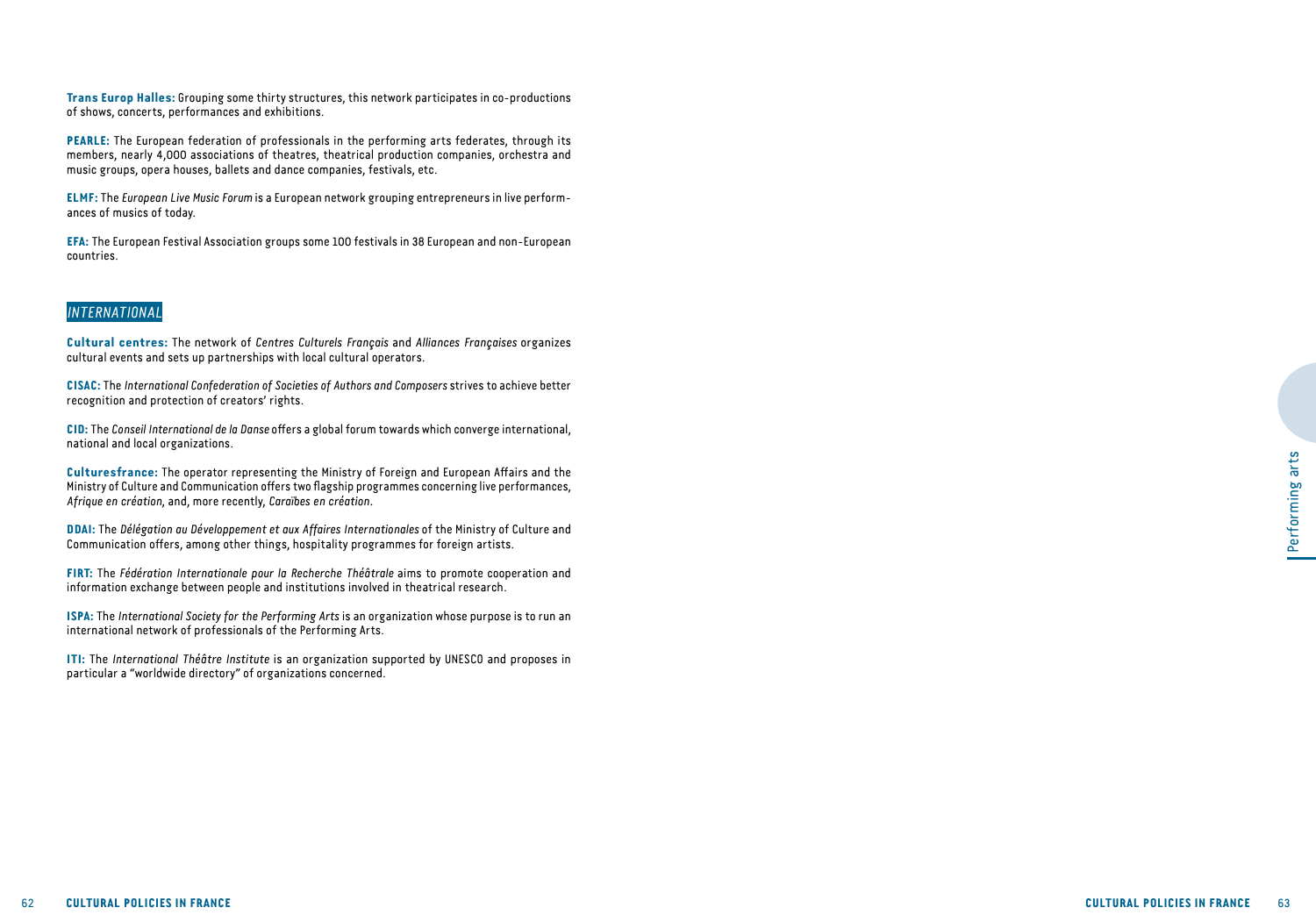**Trans Europ Halles:** Grouping some thirty structures, this network participates in co-productions of shows, concerts, performances and exhibitions.

**PEARLE:** The European federation of professionals in the performing arts federates, through its members, nearly 4,000 associations of theatres, theatrical production companies, orchestra and music groups, opera houses, ballets and dance companies, festivals, etc.

**ELMF:** The *European Live Music Forum* is a European network grouping entrepreneurs in live performances of musics of today.

**EFA:** The European Festival Association groups some 100 festivals in 38 European and non-European countries.

## *INTERNATIONAL*

**Cultural centres:** The network of *Centres Culturels Français* and *Alliances Françaises* organizes cultural events and sets up partnerships with local cultural operators.

**CISAC:** The *International Confederation of Societies of Authors and Composers* strives to achieve better recognition and protection of creators' rights.

**CID:** The *Conseil International de la Danse* offers a global forum towards which converge international, national and local organizations.

**Culturesfrance:** The operator representing the Ministry of Foreign and European Affairs and the Ministry of Culture and Communication offers two flagship programmes concerning live performances, *Afrique en création*, and, more recently, *Caraïbes en création*.

**DDAI:** The *Délégation au Développement et aux Affaires Internationales* of the Ministry of Culture and Communication offers, among other things, hospitality programmes for foreign artists.

**FIRT:** The *Fédération Internationale pour la Recherche Théâtrale* aims to promote cooperation and information exchange between people and institutions involved in theatrical research.

**ISPA:** The *International Society for the Performing Arts* is an organization whose purpose is to run an international network of professionals of the Performing Arts.

**ITI:** The *International Théâtre Institute* is an organization supported by UNESCO and proposes in particular a "worldwide directory" of organizations concerned.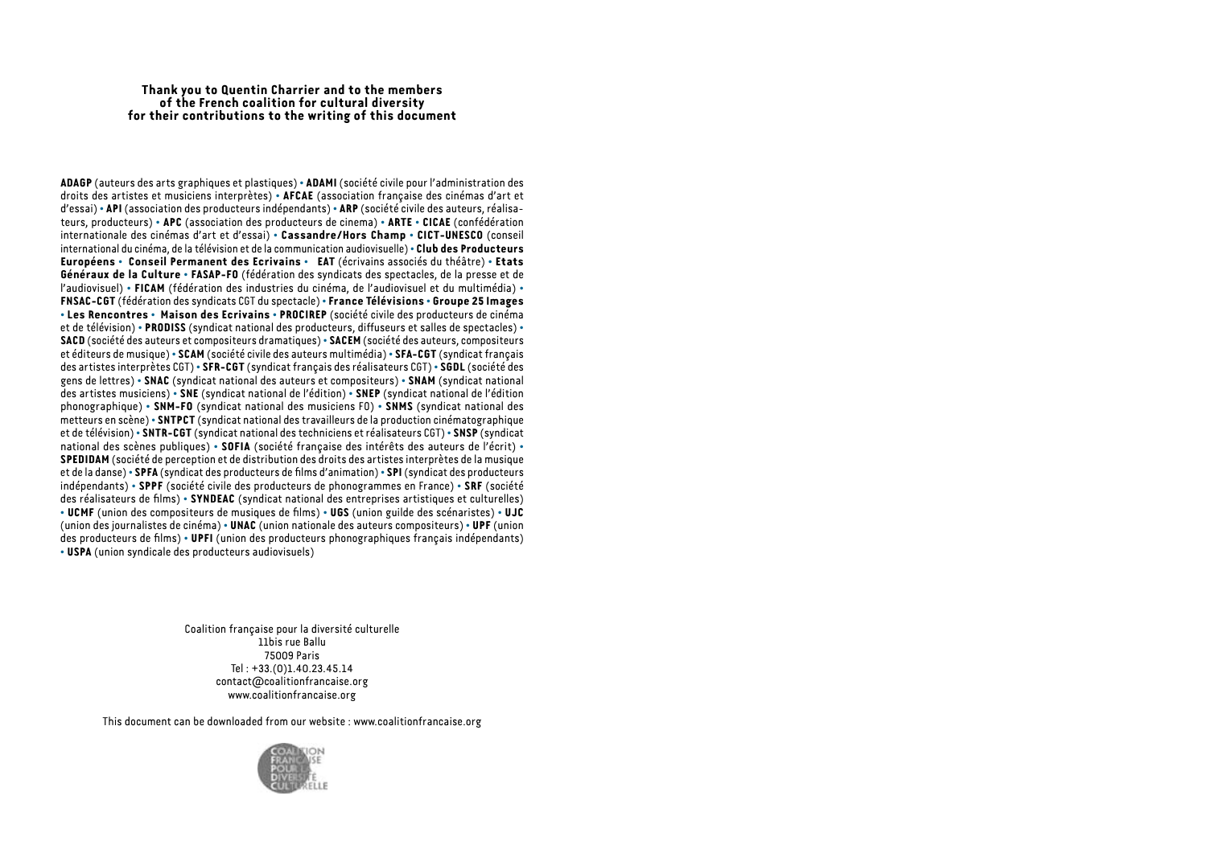**Thank you to Quentin Charrier and to the members of the French coalition for cultural diversity for their contributions to the writing of this document**

**ADAGP** (auteurs des arts graphiques et plastiques) • **ADAMI** (société civile pour l'administration des droits des artistes et musiciens interprètes) • **AFCAE** (association française des cinémas d'art et d'essai) • **API** (association des producteurs indépendants) • **ARP** (société civile des auteurs, réalisateurs, producteurs) • **APC** (association des producteurs de cinema) • **ARTE** • **CICAE** (confédération internationale des cinémas d'art et d'essai) • **Cassandre/Hors Champ** • **CICT-UNESCO** (conseil international du cinéma, de la télévision et de la communication audiovisuelle) • **Club des Producteurs Européens** • **Conseil Permanent des Ecrivains** • **EAT** (écrivains associés du théâtre) • **Etats Généraux de la Culture** • **FASAP-FO** (fédération des syndicats des spectacles, de la presse et de l'audiovisuel) • **FICAM** (fédération des industries du cinéma, de l'audiovisuel et du multimédia) • **FNSAC-CGT** (fédération des syndicats CGT du spectacle) • **France Télévisions** • **Groupe 25 Images** • **Les Rencontres** • **Maison des Ecrivains** • **PROCIREP** (société civile des producteurs de cinéma et de télévision) • **PRODISS** (syndicat national des producteurs, diffuseurs et salles de spectacles) • **SACD** (société des auteurs et compositeurs dramatiques) • **SACEM** (société des auteurs, compositeurs et éditeurs de musique) • **SCAM** (société civile des auteurs multimédia) • **SFA-CGT** (syndicat français des artistes interprètes CGT) • **SFR-CGT** (syndicat français des réalisateurs CGT) • **SGDL** (société des gens de lettres) • **SNAC** (syndicat national des auteurs et compositeurs) • **SNAM** (syndicat national des artistes musiciens) • **SNE** (syndicat national de l'édition) • **SNEP** (syndicat national de l'édition phonographique) • **SNM-FO** (syndicat national des musiciens FO) • **SNMS** (syndicat national des metteurs en scène) • **SNTPCT** (syndicat national des travailleurs de la production cinématographique et de télévision) • **SNTR-CGT** (syndicat national des techniciens et réalisateurs CGT) • **SNSP** (syndicat national des scènes publiques) • **SOFIA** (société française des intérêts des auteurs de l'écrit) • **SPEDIDAM** (société de perception et de distribution des droits des artistes interprètes de la musique et de la danse) • **SPFA** (syndicat des producteurs de films d'animation) • **SPI** (syndicat des producteurs indépendants) • **SPPF** (société civile des producteurs de phonogrammes en France) • **SRF** (société des réalisateurs de films) • **SYNDEAC** (syndicat national des entreprises artistiques et culturelles) • **UCMF** (union des compositeurs de musiques de films) • **UGS** (union guilde des scénaristes) • **UJC** (union des journalistes de cinéma) • **UNAC** (union nationale des auteurs compositeurs) • **UPF** (union des producteurs de films) • **UPFI** (union des producteurs phonographiques français indépendants) • **USPA** (union syndicale des producteurs audiovisuels)

Coalition française pour la diversité culturelle
11bis rue Ballu
75009 Paris
Tel : +33.(0)1.40.23.45.14
contact@coalitionfrancaise.org
www.coalitionfrancaise.org

This document can be downloaded from our website : www.coalitionfrancaise.org

COALITION FRANÇAISE POUR LA DIVERSITÉ CULTURELLE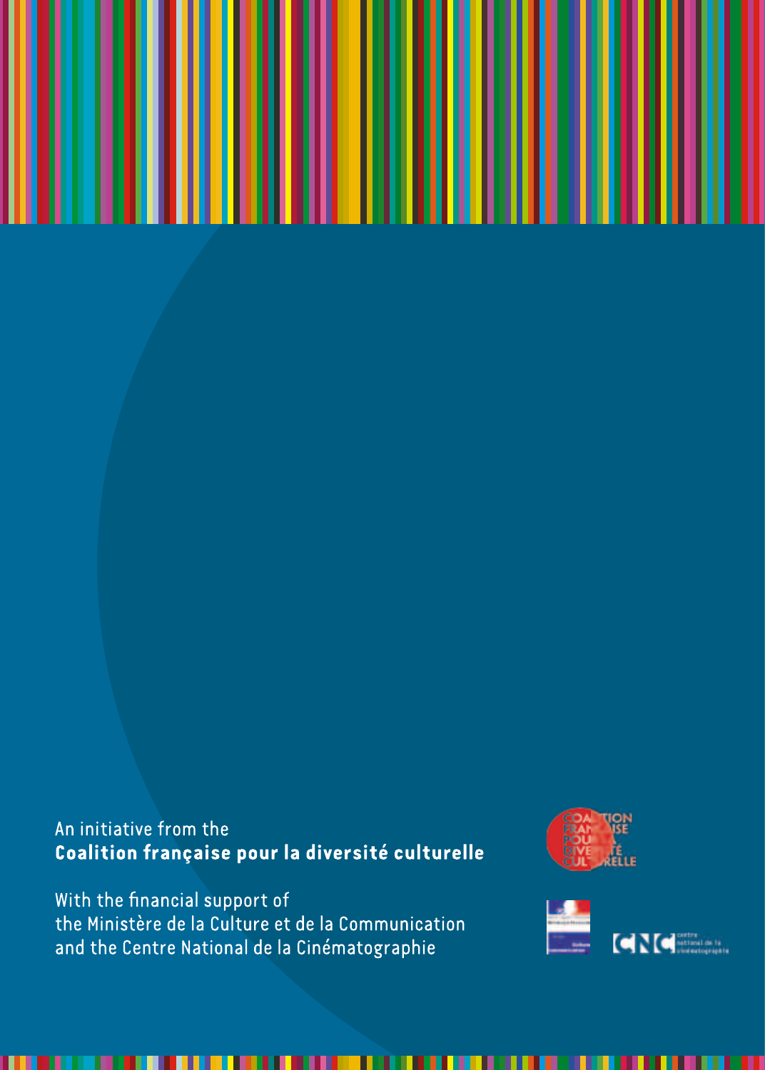An initiative from the
**Coalition française pour la diversité culturelle**

With the financial support of
the Ministère de la Culture et de la Communication
and the Centre National de la Cinématographie